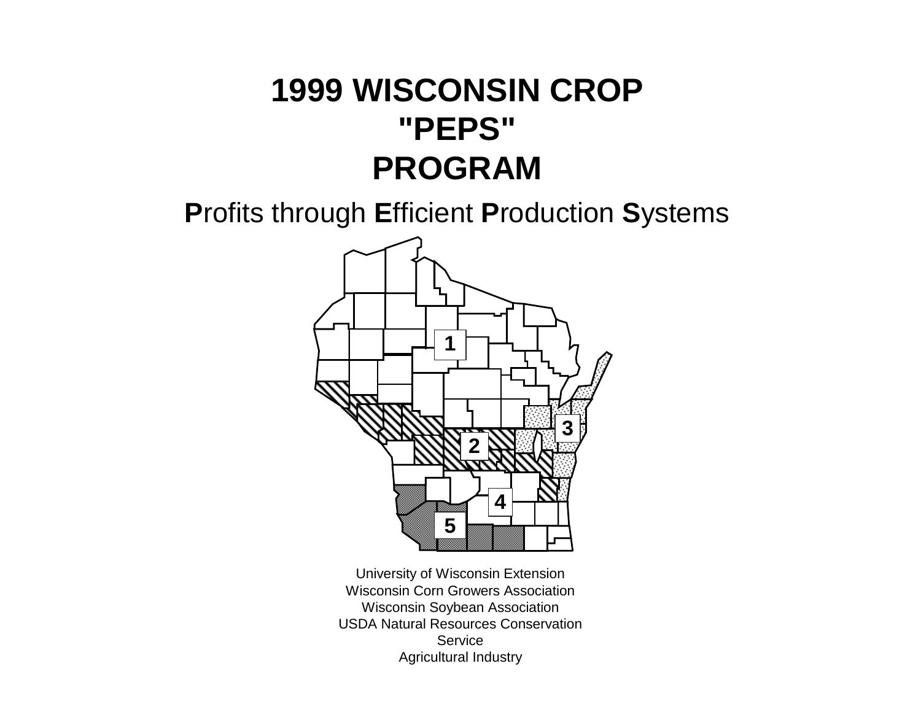# 1999 WISCONSIN CROP "PEPS" PROGRAM

**P**rofits through **E**fficient **P**roduction **S**ystems

University of Wisconsin Extension
Wisconsin Corn Growers Association
Wisconsin Soybean Association
USDA Natural Resources Conservation Service
Agricultural Industry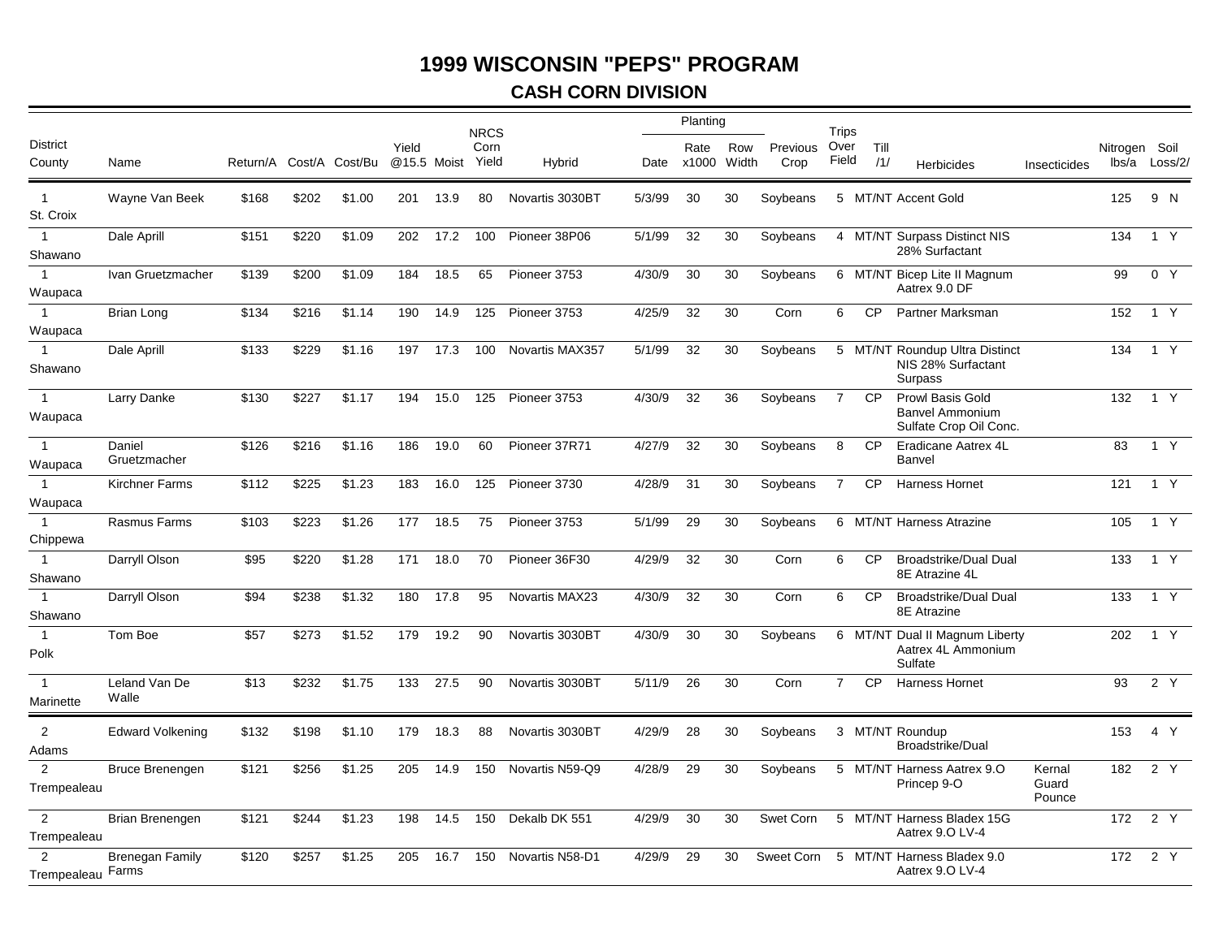# 1999 WISCONSIN "PEPS" PROGRAM

## CASH CORN DIVISION

| District County | Name | Return/A | Cost/A | Cost/Bu | Yield @15.5 | Moist | NRCS Corn Yield | Hybrid | Planting Date | Planting Rate x1000 | Planting Row Width | Previous Crop | Trips Over Field | Till /1/ | Herbicides | Insecticides | Nitrogen lbs/a | Soil Loss/2/ | |
|---|---|---|---|---|---|---|---|---|---|---|---|---|---|---|---|---|---|---|---|
| 1 St. Croix | Wayne Van Beek | $168 | $202 | $1.00 | 201 | 13.9 | 80 | Novartis 3030BT | 5/3/99 | 30 | 30 | Soybeans | 5 | MT/NT | Accent Gold | | 125 | 9 | N |
| 1 Shawano | Dale Aprill | $151 | $220 | $1.09 | 202 | 17.2 | 100 | Pioneer 38P06 | 5/1/99 | 32 | 30 | Soybeans | 4 | MT/NT | Surpass Distinct NIS 28% Surfactant | | 134 | 1 | Y |
| 1 Waupaca | Ivan Gruetzmacher | $139 | $200 | $1.09 | 184 | 18.5 | 65 | Pioneer 3753 | 4/30/9 | 30 | 30 | Soybeans | 6 | MT/NT | Bicep Lite II Magnum Aatrex 9.0 DF | | 99 | 0 | Y |
| 1 Waupaca | Brian Long | $134 | $216 | $1.14 | 190 | 14.9 | 125 | Pioneer 3753 | 4/25/9 | 32 | 30 | Corn | 6 | CP | Partner Marksman | | 152 | 1 | Y |
| 1 Shawano | Dale Aprill | $133 | $229 | $1.16 | 197 | 17.3 | 100 | Novartis MAX357 | 5/1/99 | 32 | 30 | Soybeans | 5 | MT/NT | Roundup Ultra Distinct NIS 28% Surfactant Surpass | | 134 | 1 | Y |
| 1 Waupaca | Larry Danke | $130 | $227 | $1.17 | 194 | 15.0 | 125 | Pioneer 3753 | 4/30/9 | 32 | 36 | Soybeans | 7 | CP | Prowl Basis Gold Banvel Ammonium Sulfate Crop Oil Conc. | | 132 | 1 | Y |
| 1 Waupaca | Daniel Gruetzmacher | $126 | $216 | $1.16 | 186 | 19.0 | 60 | Pioneer 37R71 | 4/27/9 | 32 | 30 | Soybeans | 8 | CP | Eradicane Aatrex 4L Banvel | | 83 | 1 | Y |
| 1 Waupaca | Kirchner Farms | $112 | $225 | $1.23 | 183 | 16.0 | 125 | Pioneer 3730 | 4/28/9 | 31 | 30 | Soybeans | 7 | CP | Harness Hornet | | 121 | 1 | Y |
| 1 Chippewa | Rasmus Farms | $103 | $223 | $1.26 | 177 | 18.5 | 75 | Pioneer 3753 | 5/1/99 | 29 | 30 | Soybeans | 6 | MT/NT | Harness Atrazine | | 105 | 1 | Y |
| 1 Shawano | Darryll Olson | $95 | $220 | $1.28 | 171 | 18.0 | 70 | Pioneer 36F30 | 4/29/9 | 32 | 30 | Corn | 6 | CP | Broadstrike/Dual Dual 8E Atrazine 4L | | 133 | 1 | Y |
| 1 Shawano | Darryll Olson | $94 | $238 | $1.32 | 180 | 17.8 | 95 | Novartis MAX23 | 4/30/9 | 32 | 30 | Corn | 6 | CP | Broadstrike/Dual Dual 8E Atrazine | | 133 | 1 | Y |
| 1 Polk | Tom Boe | $57 | $273 | $1.52 | 179 | 19.2 | 90 | Novartis 3030BT | 4/30/9 | 30 | 30 | Soybeans | 6 | MT/NT | Dual II Magnum Liberty Aatrex 4L Ammonium Sulfate | | 202 | 1 | Y |
| 1 Marinette | Leland Van De Walle | $13 | $232 | $1.75 | 133 | 27.5 | 90 | Novartis 3030BT | 5/11/9 | 26 | 30 | Corn | 7 | CP | Harness Hornet | | 93 | 2 | Y |
| 2 Adams | Edward Volkening | $132 | $198 | $1.10 | 179 | 18.3 | 88 | Novartis 3030BT | 4/29/9 | 28 | 30 | Soybeans | 3 | MT/NT | Roundup Broadstrike/Dual | | 153 | 4 | Y |
| 2 Trempealeau | Bruce Brenengen | $121 | $256 | $1.25 | 205 | 14.9 | 150 | Novartis N59-Q9 | 4/28/9 | 29 | 30 | Soybeans | 5 | MT/NT | Harness Aatrex 9.O Princep 9-O | Kernal Guard Pounce | 182 | 2 | Y |
| 2 Trempealeau | Brian Brenengen | $121 | $244 | $1.23 | 198 | 14.5 | 150 | Dekalb DK 551 | 4/29/9 | 30 | 30 | Swet Corn | 5 | MT/NT | Harness Bladex 15G Aatrex 9.O LV-4 | | 172 | 2 | Y |
| 2 Trempealeau | Brenegan Family Farms | $120 | $257 | $1.25 | 205 | 16.7 | 150 | Novartis N58-D1 | 4/29/9 | 29 | 30 | Sweet Corn | 5 | MT/NT | Harness Bladex 9.0 Aatrex 9.O LV-4 | | 172 | 2 | Y |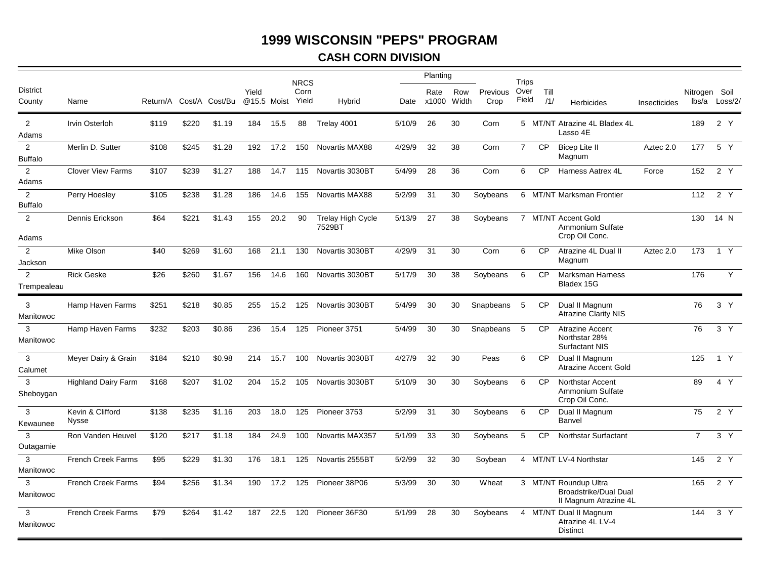# 1999 WISCONSIN "PEPS" PROGRAM

## CASH CORN DIVISION

| District County | Name | Return/A | Cost/A | Cost/Bu | Yield @15.5 | Moist | NRCS Corn Yield | Hybrid | Planting Date | Planting Rate x1000 | Planting Row Width | Previous Crop | Trips Over Field | Till /1/ | Herbicides | Insecticides | Nitrogen lbs/a | Soil Loss/2/ | |
|---|---|---|---|---|---|---|---|---|---|---|---|---|---|---|---|---|---|---|---|
| 2 Adams | Irvin Osterloh | $119 | $220 | $1.19 | 184 | 15.5 | 88 | Trelay 4001 | 5/10/9 | 26 | 30 | Corn | 5 | MT/NT | Atrazine 4L Bladex 4L Lasso 4E | | 189 | 2 | Y |
| 2 Buffalo | Merlin D. Sutter | $108 | $245 | $1.28 | 192 | 17.2 | 150 | Novartis MAX88 | 4/29/9 | 32 | 38 | Corn | 7 | CP | Bicep Lite II Magnum | Aztec 2.0 | 177 | 5 | Y |
| 2 Adams | Clover View Farms | $107 | $239 | $1.27 | 188 | 14.7 | 115 | Novartis 3030BT | 5/4/99 | 28 | 36 | Corn | 6 | CP | Harness Aatrex 4L | Force | 152 | 2 | Y |
| 2 Buffalo | Perry Hoesley | $105 | $238 | $1.28 | 186 | 14.6 | 155 | Novartis MAX88 | 5/2/99 | 31 | 30 | Soybeans | 6 | MT/NT | Marksman Frontier | | 112 | 2 | Y |
| 2 Adams | Dennis Erickson | $64 | $221 | $1.43 | 155 | 20.2 | 90 | Trelay High Cycle 7529BT | 5/13/9 | 27 | 38 | Soybeans | 7 | MT/NT | Accent Gold Ammonium Sulfate Crop Oil Conc. | | 130 | 14 | N |
| 2 Jackson | Mike Olson | $40 | $269 | $1.60 | 168 | 21.1 | 130 | Novartis 3030BT | 4/29/9 | 31 | 30 | Corn | 6 | CP | Atrazine 4L Dual II Magnum | Aztec 2.0 | 173 | 1 | Y |
| 2 Trempealeau | Rick Geske | $26 | $260 | $1.67 | 156 | 14.6 | 160 | Novartis 3030BT | 5/17/9 | 30 | 38 | Soybeans | 6 | CP | Marksman Harness Bladex 15G | | 176 | | Y |
| 3 Manitowoc | Hamp Haven Farms | $251 | $218 | $0.85 | 255 | 15.2 | 125 | Novartis 3030BT | 5/4/99 | 30 | 30 | Snapbeans | 5 | CP | Dual II Magnum Atrazine Clarity NIS | | 76 | 3 | Y |
| 3 Manitowoc | Hamp Haven Farms | $232 | $203 | $0.86 | 236 | 15.4 | 125 | Pioneer 3751 | 5/4/99 | 30 | 30 | Snapbeans | 5 | CP | Atrazine Accent Northstar 28% Surfactant NIS | | 76 | 3 | Y |
| 3 Calumet | Meyer Dairy & Grain | $184 | $210 | $0.98 | 214 | 15.7 | 100 | Novartis 3030BT | 4/27/9 | 32 | 30 | Peas | 6 | CP | Dual II Magnum Atrazine Accent Gold | | 125 | 1 | Y |
| 3 Sheboygan | Highland Dairy Farm | $168 | $207 | $1.02 | 204 | 15.2 | 105 | Novartis 3030BT | 5/10/9 | 30 | 30 | Soybeans | 6 | CP | Northstar Accent Ammonium Sulfate Crop Oil Conc. | | 89 | 4 | Y |
| 3 Kewaunee | Kevin & Clifford Nysse | $138 | $235 | $1.16 | 203 | 18.0 | 125 | Pioneer 3753 | 5/2/99 | 31 | 30 | Soybeans | 6 | CP | Dual II Magnum Banvel | | 75 | 2 | Y |
| 3 Outagamie | Ron Vanden Heuvel | $120 | $217 | $1.18 | 184 | 24.9 | 100 | Novartis MAX357 | 5/1/99 | 33 | 30 | Soybeans | 5 | CP | Northstar Surfactant | | 7 | 3 | Y |
| 3 Manitowoc | French Creek Farms | $95 | $229 | $1.30 | 176 | 18.1 | 125 | Novartis 2555BT | 5/2/99 | 32 | 30 | Soybean | 4 | MT/NT | LV-4 Northstar | | 145 | 2 | Y |
| 3 Manitowoc | French Creek Farms | $94 | $256 | $1.34 | 190 | 17.2 | 125 | Pioneer 38P06 | 5/3/99 | 30 | 30 | Wheat | 3 | MT/NT | Roundup Ultra Broadstrike/Dual Dual II Magnum Atrazine 4L | | 165 | 2 | Y |
| 3 Manitowoc | French Creek Farms | $79 | $264 | $1.42 | 187 | 22.5 | 120 | Pioneer 36F30 | 5/1/99 | 28 | 30 | Soybeans | 4 | MT/NT | Dual II Magnum Atrazine 4L LV-4 Distinct | | 144 | 3 | Y |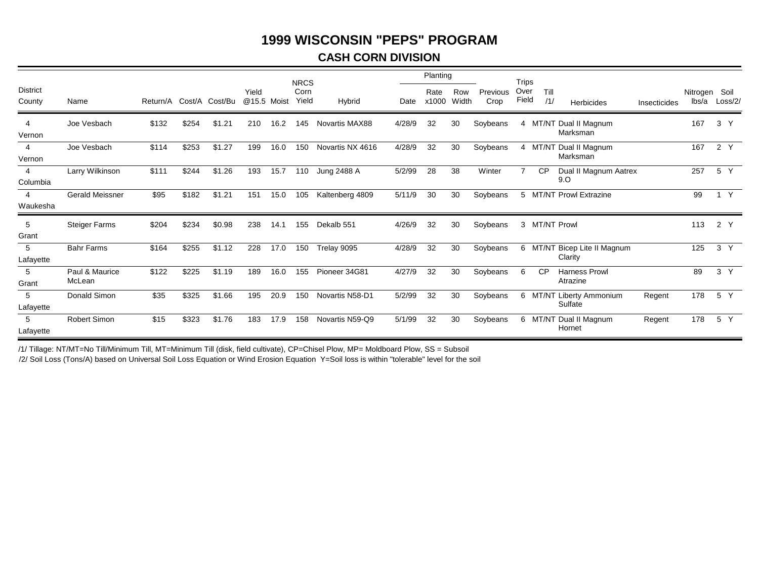# 1999 WISCONSIN "PEPS" PROGRAM

## CASH CORN DIVISION

| District County | Name | Return/A | Cost/A | Cost/Bu | Yield @15.5 | Moist | NRCS Corn Yield | Hybrid | Planting Date | Planting Rate x1000 | Planting Row Width | Previous Crop | Trips Over Field | Till /1/ | Herbicides | Insecticides | Nitrogen lbs/a | Soil Loss/2/ | |
|---|---|---|---|---|---|---|---|---|---|---|---|---|---|---|---|---|---|---|---|
| 4 Vernon | Joe Vesbach | $132 | $254 | $1.21 | 210 | 16.2 | 145 | Novartis MAX88 | 4/28/9 | 32 | 30 | Soybeans | 4 | MT/NT | Dual II Magnum Marksman | | 167 | 3 | Y |
| 4 Vernon | Joe Vesbach | $114 | $253 | $1.27 | 199 | 16.0 | 150 | Novartis NX 4616 | 4/28/9 | 32 | 30 | Soybeans | 4 | MT/NT | Dual II Magnum Marksman | | 167 | 2 | Y |
| 4 Columbia | Larry Wilkinson | $111 | $244 | $1.26 | 193 | 15.7 | 110 | Jung 2488 A | 5/2/99 | 28 | 38 | Winter | 7 | CP | Dual II Magnum Aatrex 9.O | | 257 | 5 | Y |
| 4 Waukesha | Gerald Meissner | $95 | $182 | $1.21 | 151 | 15.0 | 105 | Kaltenberg 4809 | 5/11/9 | 30 | 30 | Soybeans | 5 | MT/NT | Prowl Extrazine | | 99 | 1 | Y |
| 5 Grant | Steiger Farms | $204 | $234 | $0.98 | 238 | 14.1 | 155 | Dekalb 551 | 4/26/9 | 32 | 30 | Soybeans | 3 | MT/NT | Prowl | | 113 | 2 | Y |
| 5 Lafayette | Bahr Farms | $164 | $255 | $1.12 | 228 | 17.0 | 150 | Trelay 9095 | 4/28/9 | 32 | 30 | Soybeans | 6 | MT/NT | Bicep Lite II Magnum Clarity | | 125 | 3 | Y |
| 5 Grant | Paul & Maurice McLean | $122 | $225 | $1.19 | 189 | 16.0 | 155 | Pioneer 34G81 | 4/27/9 | 32 | 30 | Soybeans | 6 | CP | Harness Prowl Atrazine | | 89 | 3 | Y |
| 5 Lafayette | Donald Simon | $35 | $325 | $1.66 | 195 | 20.9 | 150 | Novartis N58-D1 | 5/2/99 | 32 | 30 | Soybeans | 6 | MT/NT | Liberty Ammonium Sulfate | Regent | 178 | 5 | Y |
| 5 Lafayette | Robert Simon | $15 | $323 | $1.76 | 183 | 17.9 | 158 | Novartis N59-Q9 | 5/1/99 | 32 | 30 | Soybeans | 6 | MT/NT | Dual II Magnum Hornet | Regent | 178 | 5 | Y |

/1/ Tillage: NT/MT=No Till/Minimum Till, MT=Minimum Till (disk, field cultivate), CP=Chisel Plow, MP= Moldboard Plow, SS = Subsoil

/2/ Soil Loss (Tons/A) based on Universal Soil Loss Equation or Wind Erosion Equation Y=Soil loss is within "tolerable" level for the soil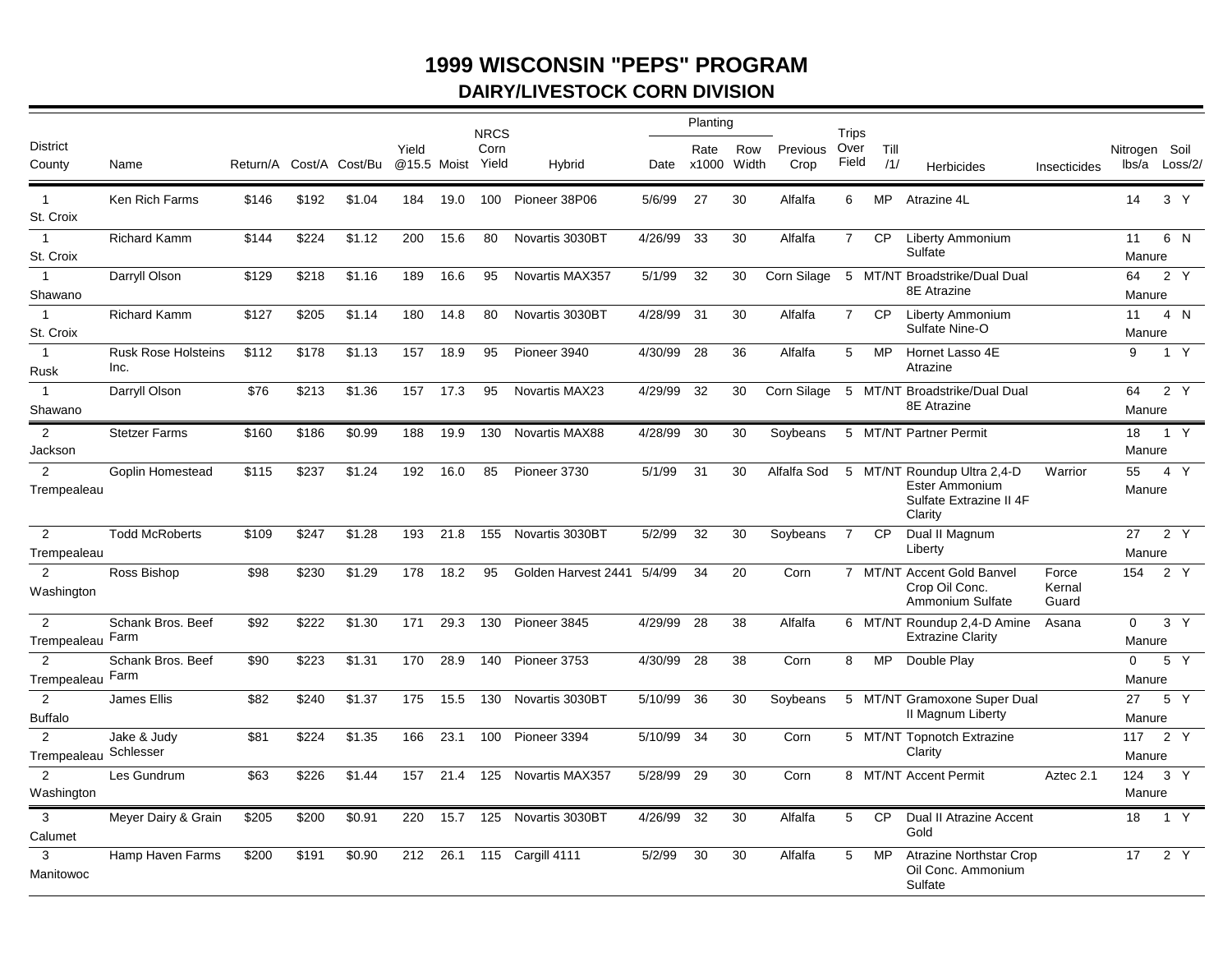# 1999 WISCONSIN "PEPS" PROGRAM

## DAIRY/LIVESTOCK CORN DIVISION

| District County | Name | Return/A | Cost/A | Cost/Bu | Yield @15.5 | Moist | NRCS Corn Yield | Hybrid | Planting Date | Planting Rate x1000 | Planting Row Width | Previous Crop | Trips Over Field | Till /1/ | Herbicides | Insecticides | Nitrogen lbs/a | Soil Loss/2/ | |
|---|---|---|---|---|---|---|---|---|---|---|---|---|---|---|---|---|---|---|---|
| 1 St. Croix | Ken Rich Farms | $146 | $192 | $1.04 | 184 | 19.0 | 100 | Pioneer 38P06 | 5/6/99 | 27 | 30 | Alfalfa | 6 | MP | Atrazine 4L | | 14 | 3 | Y |
| 1 St. Croix | Richard Kamm | $144 | $224 | $1.12 | 200 | 15.6 | 80 | Novartis 3030BT | 4/26/99 | 33 | 30 | Alfalfa | 7 | CP | Liberty Ammonium Sulfate | | 11 Manure | 6 | N |
| 1 Shawano | Darryll Olson | $129 | $218 | $1.16 | 189 | 16.6 | 95 | Novartis MAX357 | 5/1/99 | 32 | 30 | Corn Silage | 5 | MT/NT | Broadstrike/Dual Dual 8E Atrazine | | 64 Manure | 2 | Y |
| 1 St. Croix | Richard Kamm | $127 | $205 | $1.14 | 180 | 14.8 | 80 | Novartis 3030BT | 4/28/99 | 31 | 30 | Alfalfa | 7 | CP | Liberty Ammonium Sulfate Nine-O | | 11 Manure | 4 | N |
| 1 Rusk | Rusk Rose Holsteins Inc. | $112 | $178 | $1.13 | 157 | 18.9 | 95 | Pioneer 3940 | 4/30/99 | 28 | 36 | Alfalfa | 5 | MP | Hornet Lasso 4E Atrazine | | 9 | 1 | Y |
| 1 Shawano | Darryll Olson | $76 | $213 | $1.36 | 157 | 17.3 | 95 | Novartis MAX23 | 4/29/99 | 32 | 30 | Corn Silage | 5 | MT/NT | Broadstrike/Dual Dual 8E Atrazine | | 64 Manure | 2 | Y |
| 2 Jackson | Stetzer Farms | $160 | $186 | $0.99 | 188 | 19.9 | 130 | Novartis MAX88 | 4/28/99 | 30 | 30 | Soybeans | 5 | MT/NT | Partner Permit | | 18 Manure | 1 | Y |
| 2 Trempealeau | Goplin Homestead | $115 | $237 | $1.24 | 192 | 16.0 | 85 | Pioneer 3730 | 5/1/99 | 31 | 30 | Alfalfa Sod | 5 | MT/NT | Roundup Ultra 2,4-D Ester Ammonium Sulfate Extrazine II 4F Clarity | Warrior | 55 Manure | 4 | Y |
| 2 Trempealeau | Todd McRoberts | $109 | $247 | $1.28 | 193 | 21.8 | 155 | Novartis 3030BT | 5/2/99 | 32 | 30 | Soybeans | 7 | CP | Dual II Magnum Liberty | | 27 Manure | 2 | Y |
| 2 Washington | Ross Bishop | $98 | $230 | $1.29 | 178 | 18.2 | 95 | Golden Harvest 2441 | 5/4/99 | 34 | 20 | Corn | 7 | MT/NT | Accent Gold Banvel Crop Oil Conc. Ammonium Sulfate | Force Kernal Guard | 154 | 2 | Y |
| 2 Trempealeau | Schank Bros. Beef Farm | $92 | $222 | $1.30 | 171 | 29.3 | 130 | Pioneer 3845 | 4/29/99 | 28 | 38 | Alfalfa | 6 | MT/NT | Roundup 2,4-D Amine Extrazine Clarity | Asana | 0 Manure | 3 | Y |
| 2 Trempealeau | Schank Bros. Beef Farm | $90 | $223 | $1.31 | 170 | 28.9 | 140 | Pioneer 3753 | 4/30/99 | 28 | 38 | Corn | 8 | MP | Double Play | | 0 Manure | 5 | Y |
| 2 Buffalo | James Ellis | $82 | $240 | $1.37 | 175 | 15.5 | 130 | Novartis 3030BT | 5/10/99 | 36 | 30 | Soybeans | 5 | MT/NT | Gramoxone Super Dual II Magnum Liberty | | 27 Manure | 5 | Y |
| 2 Trempealeau | Jake & Judy Schlesser | $81 | $224 | $1.35 | 166 | 23.1 | 100 | Pioneer 3394 | 5/10/99 | 34 | 30 | Corn | 5 | MT/NT | Topnotch Extrazine Clarity | | 117 Manure | 2 | Y |
| 2 Washington | Les Gundrum | $63 | $226 | $1.44 | 157 | 21.4 | 125 | Novartis MAX357 | 5/28/99 | 29 | 30 | Corn | 8 | MT/NT | Accent Permit | Aztec 2.1 | 124 Manure | 3 | Y |
| 3 Calumet | Meyer Dairy & Grain | $205 | $200 | $0.91 | 220 | 15.7 | 125 | Novartis 3030BT | 4/26/99 | 32 | 30 | Alfalfa | 5 | CP | Dual II Atrazine Accent Gold | | 18 | 1 | Y |
| 3 Manitowoc | Hamp Haven Farms | $200 | $191 | $0.90 | 212 | 26.1 | 115 | Cargill 4111 | 5/2/99 | 30 | 30 | Alfalfa | 5 | MP | Atrazine Northstar Crop Oil Conc. Ammonium Sulfate | | 17 | 2 | Y |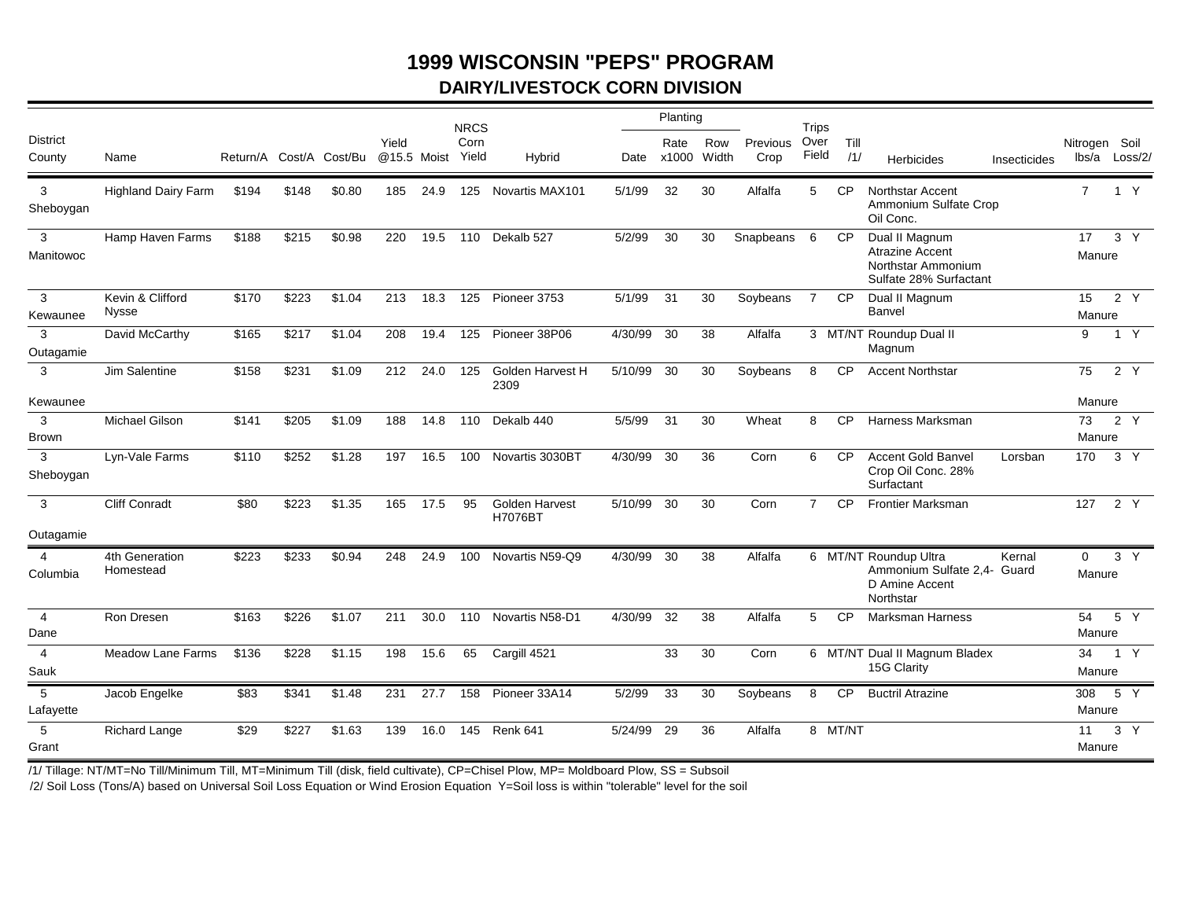# 1999 WISCONSIN "PEPS" PROGRAM

## DAIRY/LIVESTOCK CORN DIVISION

| District County | Name | Return/A | Cost/A | Cost/Bu | Yield @15.5 | Moist | NRCS Corn Yield | Hybrid | Planting Date | Planting Rate x1000 | Planting Row Width | Previous Crop | Trips Over Field | Till /1/ | Herbicides | Insecticides | Nitrogen lbs/a | Soil Loss/2/ |
|---|---|---|---|---|---|---|---|---|---|---|---|---|---|---|---|---|---|---|
| 3 Sheboygan | Highland Dairy Farm | $194 | $148 | $0.80 | 185 | 24.9 | 125 | Novartis MAX101 | 5/1/99 | 32 | 30 | Alfalfa | 5 | CP | Northstar Accent Ammonium Sulfate Crop Oil Conc. | | 7 | 1 Y |
| 3 Manitowoc | Hamp Haven Farms | $188 | $215 | $0.98 | 220 | 19.5 | 110 | Dekalb 527 | 5/2/99 | 30 | 30 | Snapbeans | 6 | CP | Dual II Magnum Atrazine Accent Northstar Ammonium Sulfate 28% Surfactant | | 17 Manure | 3 Y |
| 3 Kewaunee | Kevin & Clifford Nysse | $170 | $223 | $1.04 | 213 | 18.3 | 125 | Pioneer 3753 | 5/1/99 | 31 | 30 | Soybeans | 7 | CP | Dual II Magnum Banvel | | 15 Manure | 2 Y |
| 3 Outagamie | David McCarthy | $165 | $217 | $1.04 | 208 | 19.4 | 125 | Pioneer 38P06 | 4/30/99 | 30 | 38 | Alfalfa | 3 | MT/NT | Roundup Dual II Magnum | | 9 | 1 Y |
| 3 Kewaunee | Jim Salentine | $158 | $231 | $1.09 | 212 | 24.0 | 125 | Golden Harvest H 2309 | 5/10/99 | 30 | 30 | Soybeans | 8 | CP | Accent Northstar | | 75 Manure | 2 Y |
| 3 Brown | Michael Gilson | $141 | $205 | $1.09 | 188 | 14.8 | 110 | Dekalb 440 | 5/5/99 | 31 | 30 | Wheat | 8 | CP | Harness Marksman | | 73 Manure | 2 Y |
| 3 Sheboygan | Lyn-Vale Farms | $110 | $252 | $1.28 | 197 | 16.5 | 100 | Novartis 3030BT | 4/30/99 | 30 | 36 | Corn | 6 | CP | Accent Gold Banvel Crop Oil Conc. 28% Surfactant | Lorsban | 170 | 3 Y |
| 3 Outagamie | Cliff Conradt | $80 | $223 | $1.35 | 165 | 17.5 | 95 | Golden Harvest H7076BT | 5/10/99 | 30 | 30 | Corn | 7 | CP | Frontier Marksman | | 127 | 2 Y |
| 4 Columbia | 4th Generation Homestead | $223 | $233 | $0.94 | 248 | 24.9 | 100 | Novartis N59-Q9 | 4/30/99 | 30 | 38 | Alfalfa | 6 | MT/NT | Roundup Ultra Ammonium Sulfate 2,4-D Amine Accent Northstar | Kernal Guard | 0 Manure | 3 Y |
| 4 Dane | Ron Dresen | $163 | $226 | $1.07 | 211 | 30.0 | 110 | Novartis N58-D1 | 4/30/99 | 32 | 38 | Alfalfa | 5 | CP | Marksman Harness | | 54 Manure | 5 Y |
| 4 Sauk | Meadow Lane Farms | $136 | $228 | $1.15 | 198 | 15.6 | 65 | Cargill 4521 | | 33 | 30 | Corn | 6 | MT/NT | Dual II Magnum Bladex 15G Clarity | | 34 Manure | 1 Y |
| 5 Lafayette | Jacob Engelke | $83 | $341 | $1.48 | 231 | 27.7 | 158 | Pioneer 33A14 | 5/2/99 | 33 | 30 | Soybeans | 8 | CP | Buctril Atrazine | | 308 Manure | 5 Y |
| 5 Grant | Richard Lange | $29 | $227 | $1.63 | 139 | 16.0 | 145 | Renk 641 | 5/24/99 | 29 | 36 | Alfalfa | 8 | MT/NT | | | 11 Manure | 3 Y |

/1/ Tillage: NT/MT=No Till/Minimum Till, MT=Minimum Till (disk, field cultivate), CP=Chisel Plow, MP= Moldboard Plow, SS = Subsoil

/2/ Soil Loss (Tons/A) based on Universal Soil Loss Equation or Wind Erosion Equation Y=Soil loss is within "tolerable" level for the soil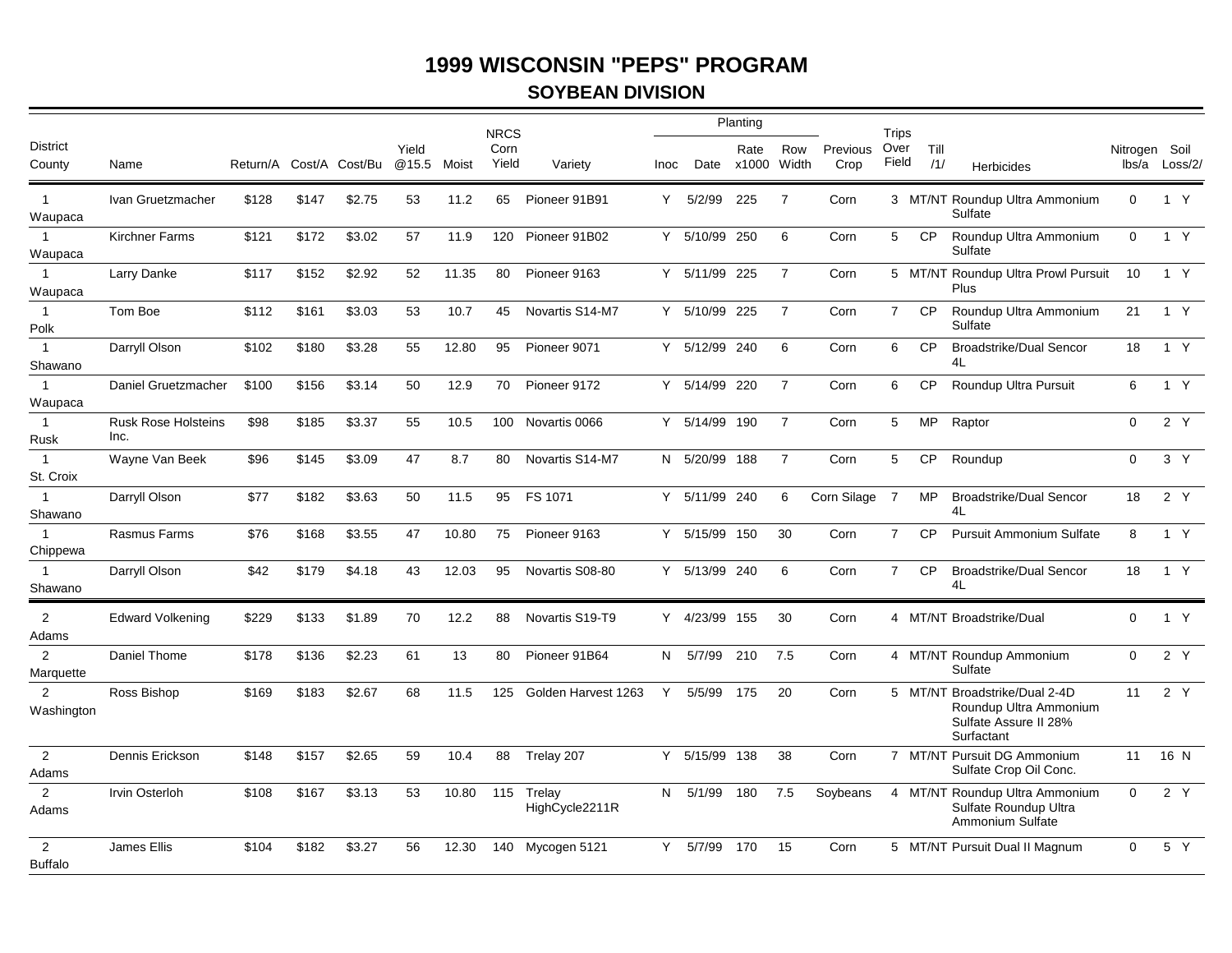# 1999 WISCONSIN "PEPS" PROGRAM

## SOYBEAN DIVISION

| District County | Name | Return/A | Cost/A | Cost/Bu | Yield @15.5 | Moist | NRCS Corn Yield | Variety | Inoc | Planting Date | Planting Rate x1000 | Planting Row Width | Previous Crop | Trips Over Field | Till /1/ | Herbicides | Nitrogen lbs/a | Soil Loss/2/ | |
|---|---|---|---|---|---|---|---|---|---|---|---|---|---|---|---|---|---|---|---|
| 1 Waupaca | Ivan Gruetzmacher | $128 | $147 | $2.75 | 53 | 11.2 | 65 | Pioneer 91B91 | Y | 5/2/99 | 225 | 7 | Corn | 3 | MT/NT | Roundup Ultra Ammonium Sulfate | 0 | 1 | Y |
| 1 Waupaca | Kirchner Farms | $121 | $172 | $3.02 | 57 | 11.9 | 120 | Pioneer 91B02 | Y | 5/10/99 | 250 | 6 | Corn | 5 | CP | Roundup Ultra Ammonium Sulfate | 0 | 1 | Y |
| 1 Waupaca | Larry Danke | $117 | $152 | $2.92 | 52 | 11.35 | 80 | Pioneer 9163 | Y | 5/11/99 | 225 | 7 | Corn | 5 | MT/NT | Roundup Ultra Prowl Pursuit Plus | 10 | 1 | Y |
| 1 Polk | Tom Boe | $112 | $161 | $3.03 | 53 | 10.7 | 45 | Novartis S14-M7 | Y | 5/10/99 | 225 | 7 | Corn | 7 | CP | Roundup Ultra Ammonium Sulfate | 21 | 1 | Y |
| 1 Shawano | Darryll Olson | $102 | $180 | $3.28 | 55 | 12.80 | 95 | Pioneer 9071 | Y | 5/12/99 | 240 | 6 | Corn | 6 | CP | Broadstrike/Dual Sencor 4L | 18 | 1 | Y |
| 1 Waupaca | Daniel Gruetzmacher | $100 | $156 | $3.14 | 50 | 12.9 | 70 | Pioneer 9172 | Y | 5/14/99 | 220 | 7 | Corn | 6 | CP | Roundup Ultra Pursuit | 6 | 1 | Y |
| 1 Rusk | Rusk Rose Holsteins Inc. | $98 | $185 | $3.37 | 55 | 10.5 | 100 | Novartis 0066 | Y | 5/14/99 | 190 | 7 | Corn | 5 | MP | Raptor | 0 | 2 | Y |
| 1 St. Croix | Wayne Van Beek | $96 | $145 | $3.09 | 47 | 8.7 | 80 | Novartis S14-M7 | N | 5/20/99 | 188 | 7 | Corn | 5 | CP | Roundup | 0 | 3 | Y |
| 1 Shawano | Darryll Olson | $77 | $182 | $3.63 | 50 | 11.5 | 95 | FS 1071 | Y | 5/11/99 | 240 | 6 | Corn Silage | 7 | MP | Broadstrike/Dual Sencor 4L | 18 | 2 | Y |
| 1 Chippewa | Rasmus Farms | $76 | $168 | $3.55 | 47 | 10.80 | 75 | Pioneer 9163 | Y | 5/15/99 | 150 | 30 | Corn | 7 | CP | Pursuit Ammonium Sulfate | 8 | 1 | Y |
| 1 Shawano | Darryll Olson | $42 | $179 | $4.18 | 43 | 12.03 | 95 | Novartis S08-80 | Y | 5/13/99 | 240 | 6 | Corn | 7 | CP | Broadstrike/Dual Sencor 4L | 18 | 1 | Y |
| 2 Adams | Edward Volkening | $229 | $133 | $1.89 | 70 | 12.2 | 88 | Novartis S19-T9 | Y | 4/23/99 | 155 | 30 | Corn | 4 | MT/NT | Broadstrike/Dual | 0 | 1 | Y |
| 2 Marquette | Daniel Thome | $178 | $136 | $2.23 | 61 | 13 | 80 | Pioneer 91B64 | N | 5/7/99 | 210 | 7.5 | Corn | 4 | MT/NT | Roundup Ammonium Sulfate | 0 | 2 | Y |
| 2 Washington | Ross Bishop | $169 | $183 | $2.67 | 68 | 11.5 | 125 | Golden Harvest 1263 | Y | 5/5/99 | 175 | 20 | Corn | 5 | MT/NT | Broadstrike/Dual 2-4D Roundup Ultra Ammonium Sulfate Assure II 28% Surfactant | 11 | 2 | Y |
| 2 Adams | Dennis Erickson | $148 | $157 | $2.65 | 59 | 10.4 | 88 | Trelay 207 | Y | 5/15/99 | 138 | 38 | Corn | 7 | MT/NT | Pursuit DG Ammonium Sulfate Crop Oil Conc. | 11 | 16 | N |
| 2 Adams | Irvin Osterloh | $108 | $167 | $3.13 | 53 | 10.80 | 115 | Trelay HighCycle2211R | N | 5/1/99 | 180 | 7.5 | Soybeans | 4 | MT/NT | Roundup Ultra Ammonium Sulfate Roundup Ultra Ammonium Sulfate | 0 | 2 | Y |
| 2 Buffalo | James Ellis | $104 | $182 | $3.27 | 56 | 12.30 | 140 | Mycogen 5121 | Y | 5/7/99 | 170 | 15 | Corn | 5 | MT/NT | Pursuit Dual II Magnum | 0 | 5 | Y |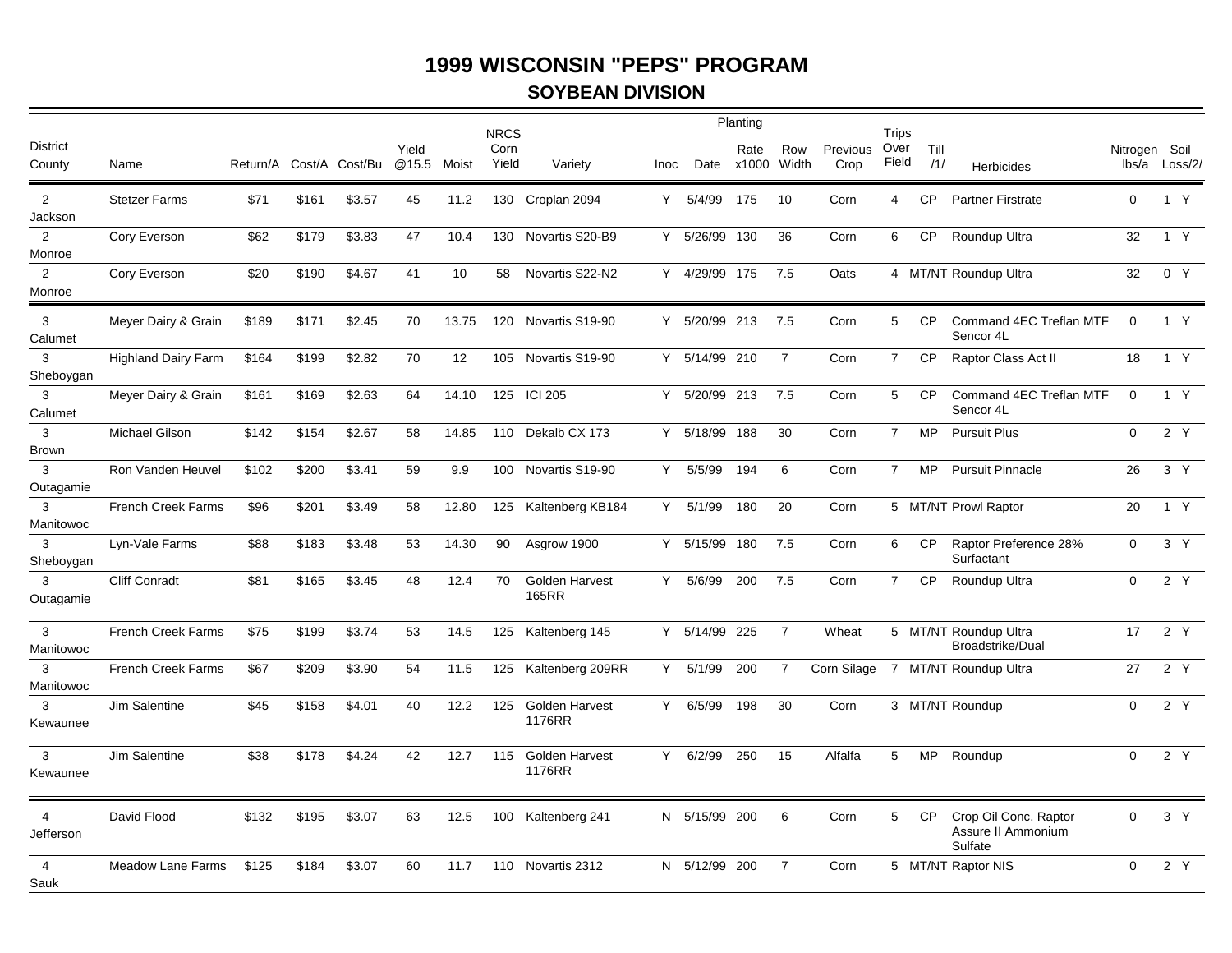# 1999 WISCONSIN "PEPS" PROGRAM

## SOYBEAN DIVISION

| District County | Name | Return/A | Cost/A | Cost/Bu | Yield @15.5 | Moist | NRCS Corn Yield | Variety | Planting Inoc | Planting Date | Planting Rate x1000 | Planting Row Width | Previous Crop | Trips Over Field | Till /1/ | Herbicides | Nitrogen lbs/a | Soil Loss/2/ | |
|---|---|---|---|---|---|---|---|---|---|---|---|---|---|---|---|---|---|---|---|
| 2 Jackson | Stetzer Farms | $71 | $161 | $3.57 | 45 | 11.2 | 130 | Croplan 2094 | Y | 5/4/99 | 175 | 10 | Corn | 4 | CP | Partner Firstrate | 0 | 1 | Y |
| 2 Monroe | Cory Everson | $62 | $179 | $3.83 | 47 | 10.4 | 130 | Novartis S20-B9 | Y | 5/26/99 | 130 | 36 | Corn | 6 | CP | Roundup Ultra | 32 | 1 | Y |
| 2 Monroe | Cory Everson | $20 | $190 | $4.67 | 41 | 10 | 58 | Novartis S22-N2 | Y | 4/29/99 | 175 | 7.5 | Oats | 4 | MT/NT | Roundup Ultra | 32 | 0 | Y |
| 3 Calumet | Meyer Dairy & Grain | $189 | $171 | $2.45 | 70 | 13.75 | 120 | Novartis S19-90 | Y | 5/20/99 | 213 | 7.5 | Corn | 5 | CP | Command 4EC Treflan MTF Sencor 4L | 0 | 1 | Y |
| 3 Sheboygan | Highland Dairy Farm | $164 | $199 | $2.82 | 70 | 12 | 105 | Novartis S19-90 | Y | 5/14/99 | 210 | 7 | Corn | 7 | CP | Raptor Class Act II | 18 | 1 | Y |
| 3 Calumet | Meyer Dairy & Grain | $161 | $169 | $2.63 | 64 | 14.10 | 125 | ICI 205 | Y | 5/20/99 | 213 | 7.5 | Corn | 5 | CP | Command 4EC Treflan MTF Sencor 4L | 0 | 1 | Y |
| 3 Brown | Michael Gilson | $142 | $154 | $2.67 | 58 | 14.85 | 110 | Dekalb CX 173 | Y | 5/18/99 | 188 | 30 | Corn | 7 | MP | Pursuit Plus | 0 | 2 | Y |
| 3 Outagamie | Ron Vanden Heuvel | $102 | $200 | $3.41 | 59 | 9.9 | 100 | Novartis S19-90 | Y | 5/5/99 | 194 | 6 | Corn | 7 | MP | Pursuit Pinnacle | 26 | 3 | Y |
| 3 Manitowoc | French Creek Farms | $96 | $201 | $3.49 | 58 | 12.80 | 125 | Kaltenberg KB184 | Y | 5/1/99 | 180 | 20 | Corn | 5 | MT/NT | Prowl Raptor | 20 | 1 | Y |
| 3 Sheboygan | Lyn-Vale Farms | $88 | $183 | $3.48 | 53 | 14.30 | 90 | Asgrow 1900 | Y | 5/15/99 | 180 | 7.5 | Corn | 6 | CP | Raptor Preference 28% Surfactant | 0 | 3 | Y |
| 3 Outagamie | Cliff Conradt | $81 | $165 | $3.45 | 48 | 12.4 | 70 | Golden Harvest 165RR | Y | 5/6/99 | 200 | 7.5 | Corn | 7 | CP | Roundup Ultra | 0 | 2 | Y |
| 3 Manitowoc | French Creek Farms | $75 | $199 | $3.74 | 53 | 14.5 | 125 | Kaltenberg 145 | Y | 5/14/99 | 225 | 7 | Wheat | 5 | MT/NT | Roundup Ultra Broadstrike/Dual | 17 | 2 | Y |
| 3 Manitowoc | French Creek Farms | $67 | $209 | $3.90 | 54 | 11.5 | 125 | Kaltenberg 209RR | Y | 5/1/99 | 200 | 7 | Corn Silage | 7 | MT/NT | Roundup Ultra | 27 | 2 | Y |
| 3 Kewaunee | Jim Salentine | $45 | $158 | $4.01 | 40 | 12.2 | 125 | Golden Harvest 1176RR | Y | 6/5/99 | 198 | 30 | Corn | 3 | MT/NT | Roundup | 0 | 2 | Y |
| 3 Kewaunee | Jim Salentine | $38 | $178 | $4.24 | 42 | 12.7 | 115 | Golden Harvest 1176RR | Y | 6/2/99 | 250 | 15 | Alfalfa | 5 | MP | Roundup | 0 | 2 | Y |
| 4 Jefferson | David Flood | $132 | $195 | $3.07 | 63 | 12.5 | 100 | Kaltenberg 241 | N | 5/15/99 | 200 | 6 | Corn | 5 | CP | Crop Oil Conc. Raptor Assure II Ammonium Sulfate | 0 | 3 | Y |
| 4 Sauk | Meadow Lane Farms | $125 | $184 | $3.07 | 60 | 11.7 | 110 | Novartis 2312 | N | 5/12/99 | 200 | 7 | Corn | 5 | MT/NT | Raptor NIS | 0 | 2 | Y |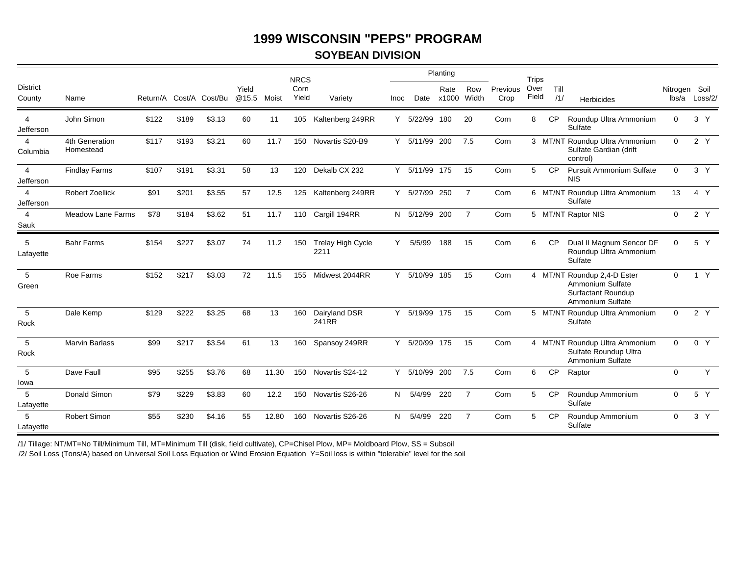# 1999 WISCONSIN "PEPS" PROGRAM

## SOYBEAN DIVISION

| District County | Name | Return/A | Cost/A | Cost/Bu | Yield @15.5 | Moist | NRCS Corn Yield | Variety | Planting Inoc | Date | Rate x1000 | Row Width | Previous Crop | Trips Over Field | Till /1/ | Herbicides | Nitrogen lbs/a | Soil Loss/2/ | |
|---|---|---|---|---|---|---|---|---|---|---|---|---|---|---|---|---|---|---|---|
| 4 Jefferson | John Simon | $122 | $189 | $3.13 | 60 | 11 | 105 | Kaltenberg 249RR | Y | 5/22/99 | 180 | 20 | Corn | 8 | CP | Roundup Ultra Ammonium Sulfate | 0 | 3 | Y |
| 4 Columbia | 4th Generation Homestead | $117 | $193 | $3.21 | 60 | 11.7 | 150 | Novartis S20-B9 | Y | 5/11/99 | 200 | 7.5 | Corn | 3 | MT/NT | Roundup Ultra Ammonium Sulfate Gardian (drift control) | 0 | 2 | Y |
| 4 Jefferson | Findlay Farms | $107 | $191 | $3.31 | 58 | 13 | 120 | Dekalb CX 232 | Y | 5/11/99 | 175 | 15 | Corn | 5 | CP | Pursuit Ammonium Sulfate NIS | 0 | 3 | Y |
| 4 Jefferson | Robert Zoellick | $91 | $201 | $3.55 | 57 | 12.5 | 125 | Kaltenberg 249RR | Y | 5/27/99 | 250 | 7 | Corn | 6 | MT/NT | Roundup Ultra Ammonium Sulfate | 13 | 4 | Y |
| 4 Sauk | Meadow Lane Farms | $78 | $184 | $3.62 | 51 | 11.7 | 110 | Cargill 194RR | N | 5/12/99 | 200 | 7 | Corn | 5 | MT/NT | Raptor NIS | 0 | 2 | Y |
| 5 Lafayette | Bahr Farms | $154 | $227 | $3.07 | 74 | 11.2 | 150 | Trelay High Cycle 2211 | Y | 5/5/99 | 188 | 15 | Corn | 6 | CP | Dual II Magnum Sencor DF Roundup Ultra Ammonium Sulfate | 0 | 5 | Y |
| 5 Green | Roe Farms | $152 | $217 | $3.03 | 72 | 11.5 | 155 | Midwest 2044RR | Y | 5/10/99 | 185 | 15 | Corn | 4 | MT/NT | Roundup 2,4-D Ester Ammonium Sulfate Surfactant Roundup Ammonium Sulfate | 0 | 1 | Y |
| 5 Rock | Dale Kemp | $129 | $222 | $3.25 | 68 | 13 | 160 | Dairyland DSR 241RR | Y | 5/19/99 | 175 | 15 | Corn | 5 | MT/NT | Roundup Ultra Ammonium Sulfate | 0 | 2 | Y |
| 5 Rock | Marvin Barlass | $99 | $217 | $3.54 | 61 | 13 | 160 | Spansoy 249RR | Y | 5/20/99 | 175 | 15 | Corn | 4 | MT/NT | Roundup Ultra Ammonium Sulfate Roundup Ultra Ammonium Sulfate | 0 | 0 | Y |
| 5 Iowa | Dave Faull | $95 | $255 | $3.76 | 68 | 11.30 | 150 | Novartis S24-12 | Y | 5/10/99 | 200 | 7.5 | Corn | 6 | CP | Raptor | 0 | | Y |
| 5 Lafayette | Donald Simon | $79 | $229 | $3.83 | 60 | 12.2 | 150 | Novartis S26-26 | N | 5/4/99 | 220 | 7 | Corn | 5 | CP | Roundup Ammonium Sulfate | 0 | 5 | Y |
| 5 Lafayette | Robert Simon | $55 | $230 | $4.16 | 55 | 12.80 | 160 | Novartis S26-26 | N | 5/4/99 | 220 | 7 | Corn | 5 | CP | Roundup Ammonium Sulfate | 0 | 3 | Y |

/1/ Tillage: NT/MT=No Till/Minimum Till, MT=Minimum Till (disk, field cultivate), CP=Chisel Plow, MP= Moldboard Plow, SS = Subsoil

/2/ Soil Loss (Tons/A) based on Universal Soil Loss Equation or Wind Erosion Equation Y=Soil loss is within "tolerable" level for the soil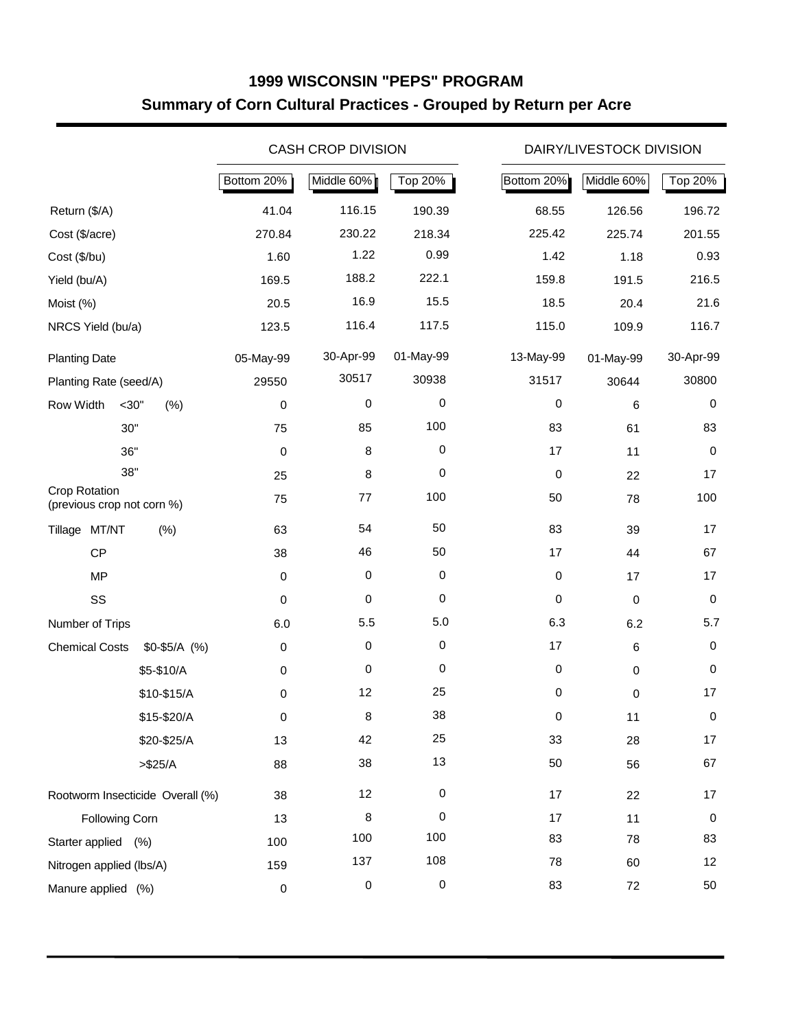# 1999 WISCONSIN "PEPS" PROGRAM

## Summary of Corn Cultural Practices - Grouped by Return per Acre

| | CASH CROP DIVISION | | | DAIRY/LIVESTOCK DIVISION | | |
|---|---|---|---|---|---|---|
| | Bottom 20% | Middle 60% | Top 20% | Bottom 20% | Middle 60% | Top 20% |
| Return ($/A) | 41.04 | 116.15 | 190.39 | 68.55 | 126.56 | 196.72 |
| Cost ($/acre) | 270.84 | 230.22 | 218.34 | 225.42 | 225.74 | 201.55 |
| Cost ($/bu) | 1.60 | 1.22 | 0.99 | 1.42 | 1.18 | 0.93 |
| Yield (bu/A) | 169.5 | 188.2 | 222.1 | 159.8 | 191.5 | 216.5 |
| Moist (%) | 20.5 | 16.9 | 15.5 | 18.5 | 20.4 | 21.6 |
| NRCS Yield (bu/a) | 123.5 | 116.4 | 117.5 | 115.0 | 109.9 | 116.7 |
| Planting Date | 05-May-99 | 30-Apr-99 | 01-May-99 | 13-May-99 | 01-May-99 | 30-Apr-99 |
| Planting Rate (seed/A) | 29550 | 30517 | 30938 | 31517 | 30644 | 30800 |
| Row Width <30" (%) | 0 | 0 | 0 | 0 | 6 | 0 |
| 30" | 75 | 85 | 100 | 83 | 61 | 83 |
| 36" | 0 | 8 | 0 | 17 | 11 | 0 |
| 38" | 25 | 8 | 0 | 0 | 22 | 17 |
| Crop Rotation (previous crop not corn %) | 75 | 77 | 100 | 50 | 78 | 100 |
| Tillage MT/NT (%) | 63 | 54 | 50 | 83 | 39 | 17 |
| CP | 38 | 46 | 50 | 17 | 44 | 67 |
| MP | 0 | 0 | 0 | 0 | 17 | 17 |
| SS | 0 | 0 | 0 | 0 | 0 | 0 |
| Number of Trips | 6.0 | 5.5 | 5.0 | 6.3 | 6.2 | 5.7 |
| Chemical Costs $0-$5/A (%) | 0 | 0 | 0 | 17 | 6 | 0 |
| $5-$10/A | 0 | 0 | 0 | 0 | 0 | 0 |
| $10-$15/A | 0 | 12 | 25 | 0 | 0 | 17 |
| $15-$20/A | 0 | 8 | 38 | 0 | 11 | 0 |
| $20-$25/A | 13 | 42 | 25 | 33 | 28 | 17 |
| >$25/A | 88 | 38 | 13 | 50 | 56 | 67 |
| Rootworm Insecticide Overall (%) | 38 | 12 | 0 | 17 | 22 | 17 |
| Following Corn | 13 | 8 | 0 | 17 | 11 | 0 |
| Starter applied (%) | 100 | 100 | 100 | 83 | 78 | 83 |
| Nitrogen applied (lbs/A) | 159 | 137 | 108 | 78 | 60 | 12 |
| Manure applied (%) | 0 | 0 | 0 | 83 | 72 | 50 |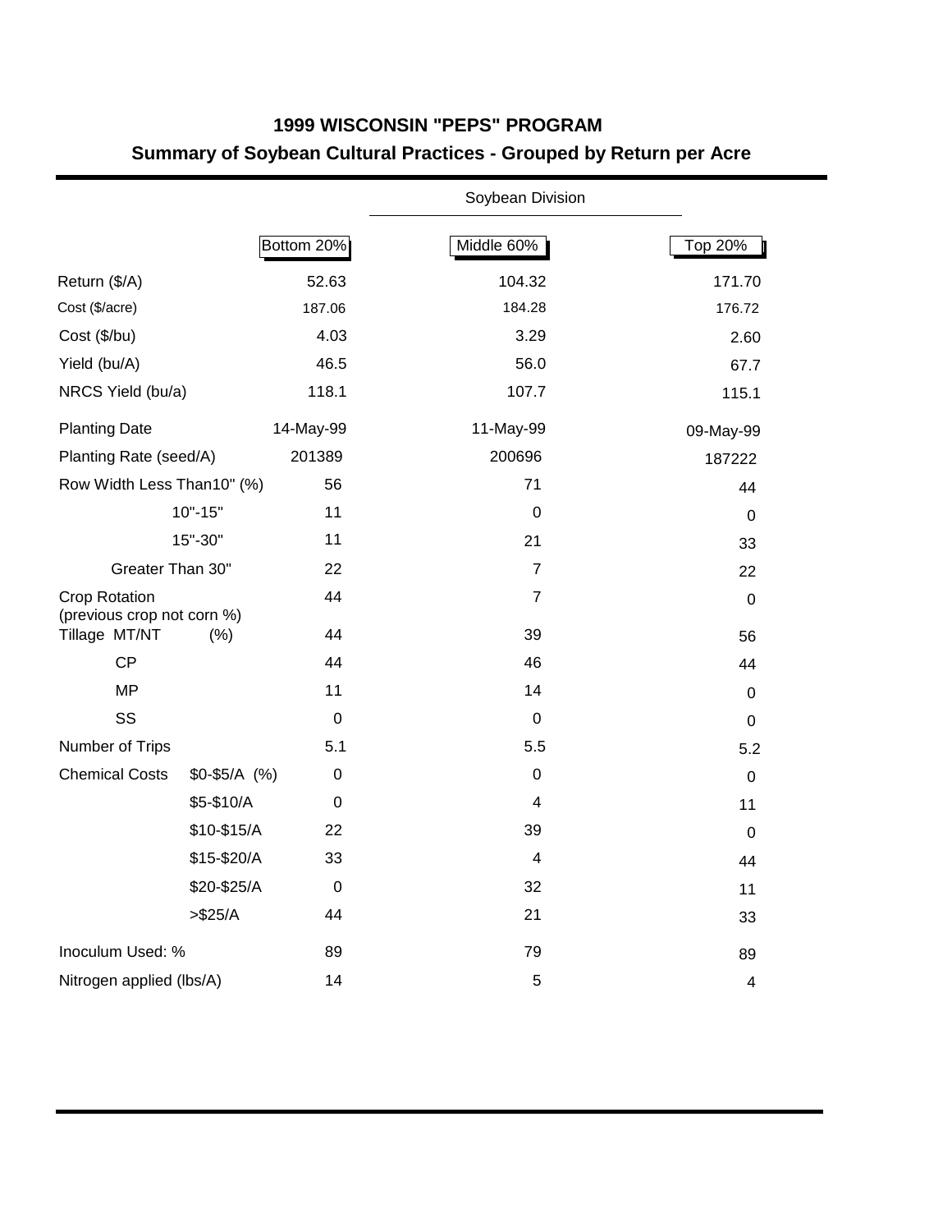# 1999 WISCONSIN "PEPS" PROGRAM

## Summary of Soybean Cultural Practices - Grouped by Return per Acre

| | | Soybean Division | |
|---|---|---|---|
| | Bottom 20% | Middle 60% | Top 20% |
| Return ($/A) | 52.63 | 104.32 | 171.70 |
| Cost ($/acre) | 187.06 | 184.28 | 176.72 |
| Cost ($/bu) | 4.03 | 3.29 | 2.60 |
| Yield (bu/A) | 46.5 | 56.0 | 67.7 |
| NRCS Yield (bu/a) | 118.1 | 107.7 | 115.1 |
| Planting Date | 14-May-99 | 11-May-99 | 09-May-99 |
| Planting Rate (seed/A) | 201389 | 200696 | 187222 |
| Row Width Less Than10" (%) | 56 | 71 | 44 |
| 10"-15" | 11 | 0 | 0 |
| 15"-30" | 11 | 21 | 33 |
| Greater Than 30" | 22 | 7 | 22 |
| Crop Rotation (previous crop not corn %) | 44 | 7 | 0 |
| Tillage MT/NT (%) | 44 | 39 | 56 |
| CP | 44 | 46 | 44 |
| MP | 11 | 14 | 0 |
| SS | 0 | 0 | 0 |
| Number of Trips | 5.1 | 5.5 | 5.2 |
| Chemical Costs $0-$5/A (%) | 0 | 0 | 0 |
| $5-$10/A | 0 | 4 | 11 |
| $10-$15/A | 22 | 39 | 0 |
| $15-$20/A | 33 | 4 | 44 |
| $20-$25/A | 0 | 32 | 11 |
| >$25/A | 44 | 21 | 33 |
| Inoculum Used: % | 89 | 79 | 89 |
| Nitrogen applied (lbs/A) | 14 | 5 | 4 |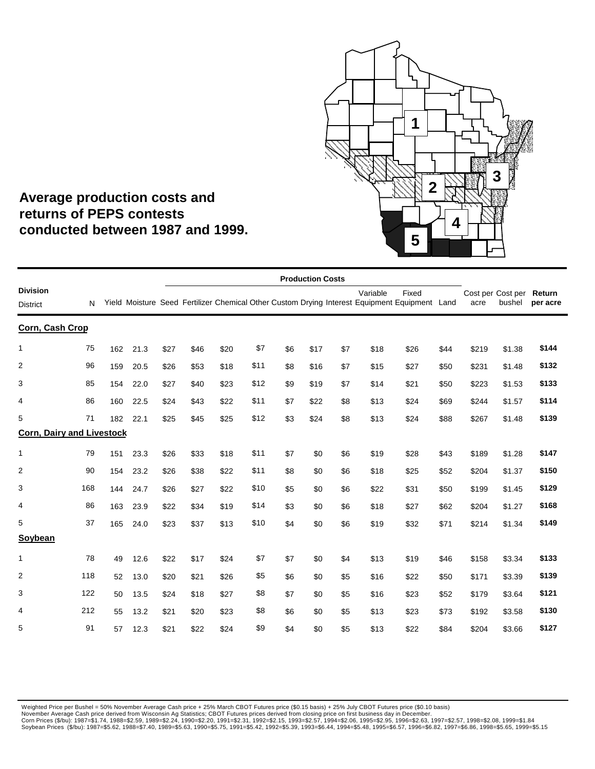## Average production costs and returns of PEPS contests conducted between 1987 and 1999.

| Division District | N | Yield | Moisture | Seed | Fertilizer | Chemical | Other | Custom | Drying | Interest | Variable Equipment | Fixed Equipment | Land | Cost per acre | Cost per bushel | Return per acre |
|---|---|---|---|---|---|---|---|---|---|---|---|---|---|---|---|---|
| | | | | Production Costs | | | | | | | | | | | | |
| **Corn, Cash Crop** | | | | | | | | | | | | | | | | |
| 1 | 75 | 162 | 21.3 | $27 | $46 | $20 | $7 | $6 | $17 | $7 | $18 | $26 | $44 | $219 | $1.38 | **$144** |
| 2 | 96 | 159 | 20.5 | $26 | $53 | $18 | $11 | $8 | $16 | $7 | $15 | $27 | $50 | $231 | $1.48 | **$132** |
| 3 | 85 | 154 | 22.0 | $27 | $40 | $23 | $12 | $9 | $19 | $7 | $14 | $21 | $50 | $223 | $1.53 | **$133** |
| 4 | 86 | 160 | 22.5 | $24 | $43 | $22 | $11 | $7 | $22 | $8 | $13 | $24 | $69 | $244 | $1.57 | **$114** |
| 5 | 71 | 182 | 22.1 | $25 | $45 | $25 | $12 | $3 | $24 | $8 | $13 | $24 | $88 | $267 | $1.48 | **$139** |
| **Corn, Dairy and Livestock** | | | | | | | | | | | | | | | | |
| 1 | 79 | 151 | 23.3 | $26 | $33 | $18 | $11 | $7 | $0 | $6 | $19 | $28 | $43 | $189 | $1.28 | **$147** |
| 2 | 90 | 154 | 23.2 | $26 | $38 | $22 | $11 | $8 | $0 | $6 | $18 | $25 | $52 | $204 | $1.37 | **$150** |
| 3 | 168 | 144 | 24.7 | $26 | $27 | $22 | $10 | $5 | $0 | $6 | $22 | $31 | $50 | $199 | $1.45 | **$129** |
| 4 | 86 | 163 | 23.9 | $22 | $34 | $19 | $14 | $3 | $0 | $6 | $18 | $27 | $62 | $204 | $1.27 | **$168** |
| 5 | 37 | 165 | 24.0 | $23 | $37 | $13 | $10 | $4 | $0 | $6 | $19 | $32 | $71 | $214 | $1.34 | **$149** |
| **Soybean** | | | | | | | | | | | | | | | | |
| 1 | 78 | 49 | 12.6 | $22 | $17 | $24 | $7 | $7 | $0 | $4 | $13 | $19 | $46 | $158 | $3.34 | **$133** |
| 2 | 118 | 52 | 13.0 | $20 | $21 | $26 | $5 | $6 | $0 | $5 | $16 | $22 | $50 | $171 | $3.39 | **$139** |
| 3 | 122 | 50 | 13.5 | $24 | $18 | $27 | $8 | $7 | $0 | $5 | $16 | $23 | $52 | $179 | $3.64 | **$121** |
| 4 | 212 | 55 | 13.2 | $21 | $20 | $23 | $8 | $6 | $0 | $5 | $13 | $23 | $73 | $192 | $3.58 | **$130** |
| 5 | 91 | 57 | 12.3 | $21 | $22 | $24 | $9 | $4 | $0 | $5 | $13 | $22 | $84 | $204 | $3.66 | **$127** |

Weighted Price per Bushel = 50% November Average Cash price + 25% March CBOT Futures price ($0.15 basis) + 25% July CBOT Futures price ($0.10 basis)
November Average Cash price derived from Wisconsin Ag Statistics; CBOT Futures prices derived from closing price on first business day in December.
Corn Prices ($/bu): 1987=$1.74, 1988=$2.59, 1989=$2.24, 1990=$2.20, 1991=$2.31, 1992=$2.15, 1993=$2.57, 1994=$2.06, 1995=$2.95, 1996=$2.63, 1997=$2.57, 1998=$2.08, 1999=$1.84
Soybean Prices ($/bu): 1987=$5.62, 1988=$7.40, 1989=$5.63, 1990=$5.75, 1991=$5.42, 1992=$5.39, 1993=$6.44, 1994=$5.48, 1995=$6.57, 1996=$6.82, 1997=$6.86, 1998=$5.65, 1999=$5.15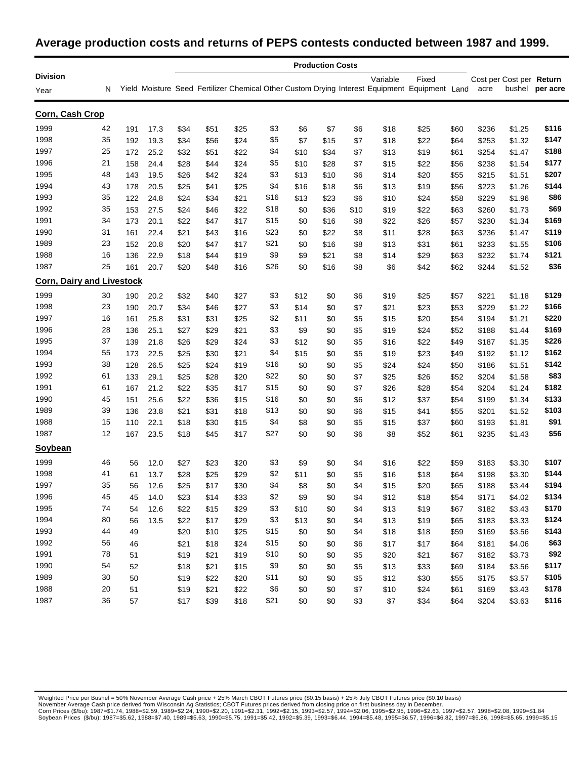## Average production costs and returns of PEPS contests conducted between 1987 and 1999.

| Division | | | | Production Costs | | | | | | | | | | | | | |
|---|---|---|---|---|---|---|---|---|---|---|---|---|---|---|---|---|---|
| Year | N | Yield | Moisture | Seed | Fertilizer | Chemical | Other | Custom | Drying | Interest | Variable Equipment | Fixed Equipment | Land | Cost per acre | Cost per bushel | **Return per acre** |
| **Corn, Cash Crop** | | | | | | | | | | | | | | | | |
| 1999 | 42 | 191 | 17.3 | $34 | $51 | $25 | $3 | $6 | $7 | $6 | $18 | $25 | $60 | $236 | $1.25 | **$116** |
| 1998 | 35 | 192 | 19.3 | $34 | $56 | $24 | $5 | $7 | $15 | $7 | $18 | $22 | $64 | $253 | $1.32 | **$147** |
| 1997 | 25 | 172 | 25.2 | $32 | $51 | $22 | $4 | $10 | $34 | $7 | $13 | $19 | $61 | $254 | $1.47 | **$188** |
| 1996 | 21 | 158 | 24.4 | $28 | $44 | $24 | $5 | $10 | $28 | $7 | $15 | $22 | $56 | $238 | $1.54 | **$177** |
| 1995 | 48 | 143 | 19.5 | $26 | $42 | $24 | $3 | $13 | $10 | $6 | $14 | $20 | $55 | $215 | $1.51 | **$207** |
| 1994 | 43 | 178 | 20.5 | $25 | $41 | $25 | $4 | $16 | $18 | $6 | $13 | $19 | $56 | $223 | $1.26 | **$144** |
| 1993 | 35 | 122 | 24.8 | $24 | $34 | $21 | $16 | $13 | $23 | $6 | $10 | $24 | $58 | $229 | $1.96 | **$86** |
| 1992 | 35 | 153 | 27.5 | $24 | $46 | $22 | $18 | $0 | $36 | $10 | $19 | $22 | $63 | $260 | $1.73 | **$69** |
| 1991 | 34 | 173 | 20.1 | $22 | $47 | $17 | $15 | $0 | $16 | $8 | $22 | $26 | $57 | $230 | $1.34 | **$169** |
| 1990 | 31 | 161 | 22.4 | $21 | $43 | $16 | $23 | $0 | $22 | $8 | $11 | $28 | $63 | $236 | $1.47 | **$119** |
| 1989 | 23 | 152 | 20.8 | $20 | $47 | $17 | $21 | $0 | $16 | $8 | $13 | $31 | $61 | $233 | $1.55 | **$106** |
| 1988 | 16 | 136 | 22.9 | $18 | $44 | $19 | $9 | $9 | $21 | $8 | $14 | $29 | $63 | $232 | $1.74 | **$121** |
| 1987 | 25 | 161 | 20.7 | $20 | $48 | $16 | $26 | $0 | $16 | $8 | $6 | $42 | $62 | $244 | $1.52 | **$36** |
| **Corn, Dairy and Livestock** | | | | | | | | | | | | | | | | |
| 1999 | 30 | 190 | 20.2 | $32 | $40 | $27 | $3 | $12 | $0 | $6 | $19 | $25 | $57 | $221 | $1.18 | **$129** |
| 1998 | 23 | 190 | 20.7 | $34 | $46 | $27 | $3 | $14 | $0 | $7 | $21 | $23 | $53 | $229 | $1.22 | **$166** |
| 1997 | 16 | 161 | 25.8 | $31 | $31 | $25 | $2 | $11 | $0 | $5 | $15 | $20 | $54 | $194 | $1.21 | **$220** |
| 1996 | 28 | 136 | 25.1 | $27 | $29 | $21 | $3 | $9 | $0 | $5 | $19 | $24 | $52 | $188 | $1.44 | **$169** |
| 1995 | 37 | 139 | 21.8 | $26 | $29 | $24 | $3 | $12 | $0 | $5 | $16 | $22 | $49 | $187 | $1.35 | **$226** |
| 1994 | 55 | 173 | 22.5 | $25 | $30 | $21 | $4 | $15 | $0 | $5 | $19 | $23 | $49 | $192 | $1.12 | **$162** |
| 1993 | 38 | 128 | 26.5 | $25 | $24 | $19 | $16 | $0 | $0 | $5 | $24 | $24 | $50 | $186 | $1.51 | **$142** |
| 1992 | 61 | 133 | 29.1 | $25 | $28 | $20 | $22 | $0 | $0 | $7 | $25 | $26 | $52 | $204 | $1.58 | **$83** |
| 1991 | 61 | 167 | 21.2 | $22 | $35 | $17 | $15 | $0 | $0 | $7 | $26 | $28 | $54 | $204 | $1.24 | **$182** |
| 1990 | 45 | 151 | 25.6 | $22 | $36 | $15 | $16 | $0 | $0 | $6 | $12 | $37 | $54 | $199 | $1.34 | **$133** |
| 1989 | 39 | 136 | 23.8 | $21 | $31 | $18 | $13 | $0 | $0 | $6 | $15 | $41 | $55 | $201 | $1.52 | **$103** |
| 1988 | 15 | 110 | 22.1 | $18 | $30 | $15 | $4 | $8 | $0 | $5 | $15 | $37 | $60 | $193 | $1.81 | **$91** |
| 1987 | 12 | 167 | 23.5 | $18 | $45 | $17 | $27 | $0 | $0 | $6 | $8 | $52 | $61 | $235 | $1.43 | **$56** |
| **Soybean** | | | | | | | | | | | | | | | | |
| 1999 | 46 | 56 | 12.0 | $27 | $23 | $20 | $3 | $9 | $0 | $4 | $16 | $22 | $59 | $183 | $3.30 | **$107** |
| 1998 | 41 | 61 | 13.7 | $28 | $25 | $29 | $2 | $11 | $0 | $5 | $16 | $18 | $64 | $198 | $3.30 | **$144** |
| 1997 | 35 | 56 | 12.6 | $25 | $17 | $30 | $4 | $8 | $0 | $4 | $15 | $20 | $65 | $188 | $3.44 | **$194** |
| 1996 | 45 | 45 | 14.0 | $23 | $14 | $33 | $2 | $9 | $0 | $4 | $12 | $18 | $54 | $171 | $4.02 | **$134** |
| 1995 | 74 | 54 | 12.6 | $22 | $15 | $29 | $3 | $10 | $0 | $4 | $13 | $19 | $67 | $182 | $3.43 | **$170** |
| 1994 | 80 | 56 | 13.5 | $22 | $17 | $29 | $3 | $13 | $0 | $4 | $13 | $19 | $65 | $183 | $3.33 | **$124** |
| 1993 | 44 | 49 | | $20 | $10 | $25 | $15 | $0 | $0 | $4 | $18 | $18 | $59 | $169 | $3.56 | **$143** |
| 1992 | 56 | 46 | | $21 | $18 | $24 | $15 | $0 | $0 | $6 | $17 | $17 | $64 | $181 | $4.06 | **$63** |
| 1991 | 78 | 51 | | $19 | $21 | $19 | $10 | $0 | $0 | $5 | $20 | $21 | $67 | $182 | $3.73 | **$92** |
| 1990 | 54 | 52 | | $18 | $21 | $15 | $9 | $0 | $0 | $5 | $13 | $33 | $69 | $184 | $3.56 | **$117** |
| 1989 | 30 | 50 | | $19 | $22 | $20 | $11 | $0 | $0 | $5 | $12 | $30 | $55 | $175 | $3.57 | **$105** |
| 1988 | 20 | 51 | | $19 | $21 | $22 | $6 | $0 | $0 | $7 | $10 | $24 | $61 | $169 | $3.43 | **$178** |
| 1987 | 36 | 57 | | $17 | $39 | $18 | $21 | $0 | $0 | $3 | $7 | $34 | $64 | $204 | $3.63 | **$116** |

Weighted Price per Bushel = 50% November Average Cash price + 25% March CBOT Futures price ($0.15 basis) + 25% July CBOT Futures price ($0.10 basis)
November Average Cash price derived from Wisconsin Ag Statistics; CBOT Futures prices derived from closing price on first business day in December.
Corn Prices ($/bu): 1987=$1.74, 1988=$2.59, 1989=$2.24, 1990=$2.20, 1991=$2.31, 1992=$2.15, 1993=$2.57, 1994=$2.06, 1995=$2.95, 1996=$2.63, 1997=$2.57, 1998=$2.08, 1999=$1.84
Soybean Prices ($/bu): 1987=$5.62, 1988=$7.40, 1989=$5.63, 1990=$5.75, 1991=$5.42, 1992=$5.39, 1993=$6.44, 1994=$5.48, 1995=$6.57, 1996=$6.82, 1997=$6.86, 1998=$5.65, 1999=$5.15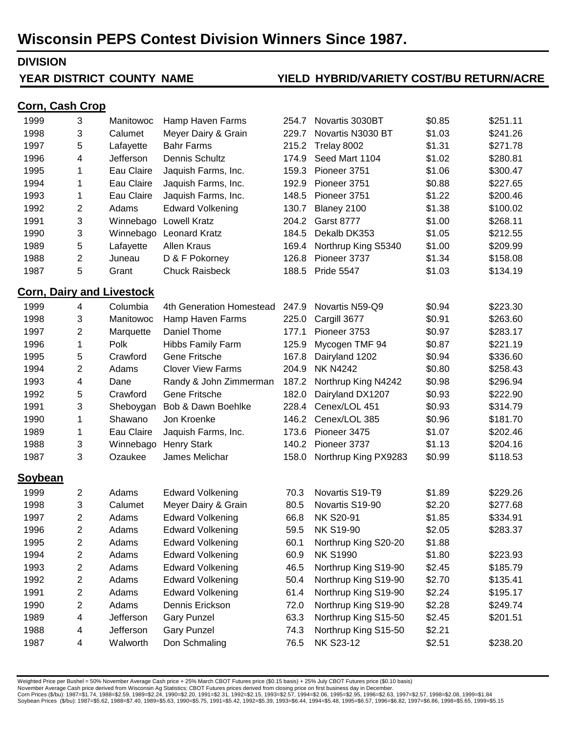# Wisconsin PEPS Contest Division Winners Since 1987.

| DIVISION YEAR | DISTRICT | COUNTY | NAME | YIELD | HYBRID/VARIETY | COST/BU | RETURN/ACRE |
|---|---|---|---|---|---|---|---|
| **Corn, Cash Crop** | | | | | | | |
| 1999 | 3 | Manitowoc | Hamp Haven Farms | 254.7 | Novartis 3030BT | $0.85 | $251.11 |
| 1998 | 3 | Calumet | Meyer Dairy & Grain | 229.7 | Novartis N3030 BT | $1.03 | $241.26 |
| 1997 | 5 | Lafayette | Bahr Farms | 215.2 | Trelay 8002 | $1.31 | $271.78 |
| 1996 | 4 | Jefferson | Dennis Schultz | 174.9 | Seed Mart 1104 | $1.02 | $280.81 |
| 1995 | 1 | Eau Claire | Jaquish Farms, Inc. | 159.3 | Pioneer 3751 | $1.06 | $300.47 |
| 1994 | 1 | Eau Claire | Jaquish Farms, Inc. | 192.9 | Pioneer 3751 | $0.88 | $227.65 |
| 1993 | 1 | Eau Claire | Jaquish Farms, Inc. | 148.5 | Pioneer 3751 | $1.22 | $200.46 |
| 1992 | 2 | Adams | Edward Volkening | 130.7 | Blaney 2100 | $1.38 | $100.02 |
| 1991 | 3 | Winnebago | Lowell Kratz | 204.2 | Garst 8777 | $1.00 | $268.11 |
| 1990 | 3 | Winnebago | Leonard Kratz | 184.5 | Dekalb DK353 | $1.05 | $212.55 |
| 1989 | 5 | Lafayette | Allen Kraus | 169.4 | Northrup King S5340 | $1.00 | $209.99 |
| 1988 | 2 | Juneau | D & F Pokorney | 126.8 | Pioneer 3737 | $1.34 | $158.08 |
| 1987 | 5 | Grant | Chuck Raisbeck | 188.5 | Pride 5547 | $1.03 | $134.19 |
| **Corn, Dairy and Livestock** | | | | | | | |
| 1999 | 4 | Columbia | 4th Generation Homestead | 247.9 | Novartis N59-Q9 | $0.94 | $223.30 |
| 1998 | 3 | Manitowoc | Hamp Haven Farms | 225.0 | Cargill 3677 | $0.91 | $263.60 |
| 1997 | 2 | Marquette | Daniel Thome | 177.1 | Pioneer 3753 | $0.97 | $283.17 |
| 1996 | 1 | Polk | Hibbs Family Farm | 125.9 | Mycogen TMF 94 | $0.87 | $221.19 |
| 1995 | 5 | Crawford | Gene Fritsche | 167.8 | Dairyland 1202 | $0.94 | $336.60 |
| 1994 | 2 | Adams | Clover View Farms | 204.9 | NK N4242 | $0.80 | $258.43 |
| 1993 | 4 | Dane | Randy & John Zimmerman | 187.2 | Northrup King N4242 | $0.98 | $296.94 |
| 1992 | 5 | Crawford | Gene Fritsche | 182.0 | Dairyland DX1207 | $0.93 | $222.90 |
| 1991 | 3 | Sheboygan | Bob & Dawn Boehlke | 228.4 | Cenex/LOL 451 | $0.93 | $314.79 |
| 1990 | 1 | Shawano | Jon Kroenke | 146.2 | Cenex/LOL 385 | $0.96 | $181.70 |
| 1989 | 1 | Eau Claire | Jaquish Farms, Inc. | 173.6 | Pioneer 3475 | $1.07 | $202.46 |
| 1988 | 3 | Winnebago | Henry Stark | 140.2 | Pioneer 3737 | $1.13 | $204.16 |
| 1987 | 3 | Ozaukee | James Melichar | 158.0 | Northrup King PX9283 | $0.99 | $118.53 |
| **Soybean** | | | | | | | |
| 1999 | 2 | Adams | Edward Volkening | 70.3 | Novartis S19-T9 | $1.89 | $229.26 |
| 1998 | 3 | Calumet | Meyer Dairy & Grain | 80.5 | Novartis S19-90 | $2.20 | $277.68 |
| 1997 | 2 | Adams | Edward Volkening | 66.8 | NK S20-91 | $1.85 | $334.91 |
| 1996 | 2 | Adams | Edward Volkening | 59.5 | NK S19-90 | $2.05 | $283.37 |
| 1995 | 2 | Adams | Edward Volkening | 60.1 | Northrup King S20-20 | $1.88 | |
| 1994 | 2 | Adams | Edward Volkening | 60.9 | NK S1990 | $1.80 | $223.93 |
| 1993 | 2 | Adams | Edward Volkening | 46.5 | Northrup King S19-90 | $2.45 | $185.79 |
| 1992 | 2 | Adams | Edward Volkening | 50.4 | Northrup King S19-90 | $2.70 | $135.41 |
| 1991 | 2 | Adams | Edward Volkening | 61.4 | Northrup King S19-90 | $2.24 | $195.17 |
| 1990 | 2 | Adams | Dennis Erickson | 72.0 | Northrup King S19-90 | $2.28 | $249.74 |
| 1989 | 4 | Jefferson | Gary Punzel | 63.3 | Northrup King S15-50 | $2.45 | $201.51 |
| 1988 | 4 | Jefferson | Gary Punzel | 74.3 | Northrup King S15-50 | $2.21 | |
| 1987 | 4 | Walworth | Don Schmaling | 76.5 | NK S23-12 | $2.51 | $238.20 |

Weighted Price per Bushel = 50% November Average Cash price + 25% March CBOT Futures price ($0.15 basis) + 25% July CBOT Futures price ($0.10 basis)
November Average Cash price derived from Wisconsin Ag Statistics; CBOT Futures prices derived from closing price on first business day in December.
Corn Prices ($/bu): 1987=$1.74, 1988=$2.59, 1989=$2.24, 1990=$2.20, 1991=$2.31, 1992=$2.15, 1993=$2.57, 1994=$2.06, 1995=$2.95, 1996=$2.63, 1997=$2.57, 1998=$2.08, 1999=$1.84
Soybean Prices ($/bu): 1987=$5.62, 1988=$7.40, 1989=$5.63, 1990=$5.75, 1991=$5.42, 1992=$5.39, 1993=$6.44, 1994=$5.48, 1995=$6.57, 1996=$6.82, 1997=$6.86, 1998=$5.65, 1999=$5.15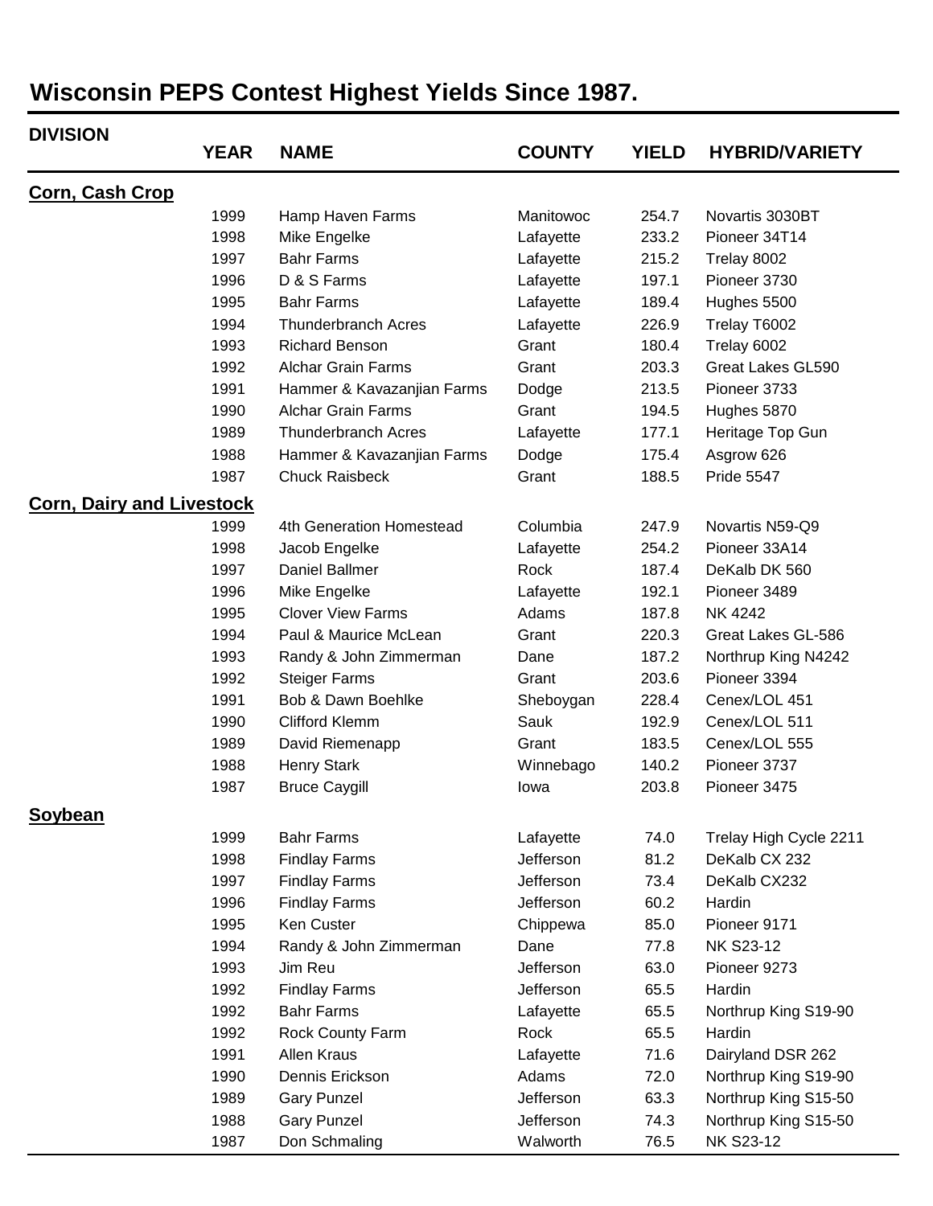# Wisconsin PEPS Contest Highest Yields Since 1987.

| DIVISION | YEAR | NAME | COUNTY | YIELD | HYBRID/VARIETY |
|---|---|---|---|---|---|
| **Corn, Cash Crop** | | | | | |
| | 1999 | Hamp Haven Farms | Manitowoc | 254.7 | Novartis 3030BT |
| | 1998 | Mike Engelke | Lafayette | 233.2 | Pioneer 34T14 |
| | 1997 | Bahr Farms | Lafayette | 215.2 | Trelay 8002 |
| | 1996 | D & S Farms | Lafayette | 197.1 | Pioneer 3730 |
| | 1995 | Bahr Farms | Lafayette | 189.4 | Hughes 5500 |
| | 1994 | Thunderbranch Acres | Lafayette | 226.9 | Trelay T6002 |
| | 1993 | Richard Benson | Grant | 180.4 | Trelay 6002 |
| | 1992 | Alchar Grain Farms | Grant | 203.3 | Great Lakes GL590 |
| | 1991 | Hammer & Kavazanjian Farms | Dodge | 213.5 | Pioneer 3733 |
| | 1990 | Alchar Grain Farms | Grant | 194.5 | Hughes 5870 |
| | 1989 | Thunderbranch Acres | Lafayette | 177.1 | Heritage Top Gun |
| | 1988 | Hammer & Kavazanjian Farms | Dodge | 175.4 | Asgrow 626 |
| | 1987 | Chuck Raisbeck | Grant | 188.5 | Pride 5547 |
| **Corn, Dairy and Livestock** | | | | | |
| | 1999 | 4th Generation Homestead | Columbia | 247.9 | Novartis N59-Q9 |
| | 1998 | Jacob Engelke | Lafayette | 254.2 | Pioneer 33A14 |
| | 1997 | Daniel Ballmer | Rock | 187.4 | DeKalb DK 560 |
| | 1996 | Mike Engelke | Lafayette | 192.1 | Pioneer 3489 |
| | 1995 | Clover View Farms | Adams | 187.8 | NK 4242 |
| | 1994 | Paul & Maurice McLean | Grant | 220.3 | Great Lakes GL-586 |
| | 1993 | Randy & John Zimmerman | Dane | 187.2 | Northrup King N4242 |
| | 1992 | Steiger Farms | Grant | 203.6 | Pioneer 3394 |
| | 1991 | Bob & Dawn Boehlke | Sheboygan | 228.4 | Cenex/LOL 451 |
| | 1990 | Clifford Klemm | Sauk | 192.9 | Cenex/LOL 511 |
| | 1989 | David Riemenapp | Grant | 183.5 | Cenex/LOL 555 |
| | 1988 | Henry Stark | Winnebago | 140.2 | Pioneer 3737 |
| | 1987 | Bruce Caygill | Iowa | 203.8 | Pioneer 3475 |
| **Soybean** | | | | | |
| | 1999 | Bahr Farms | Lafayette | 74.0 | Trelay High Cycle 2211 |
| | 1998 | Findlay Farms | Jefferson | 81.2 | DeKalb CX 232 |
| | 1997 | Findlay Farms | Jefferson | 73.4 | DeKalb CX232 |
| | 1996 | Findlay Farms | Jefferson | 60.2 | Hardin |
| | 1995 | Ken Custer | Chippewa | 85.0 | Pioneer 9171 |
| | 1994 | Randy & John Zimmerman | Dane | 77.8 | NK S23-12 |
| | 1993 | Jim Reu | Jefferson | 63.0 | Pioneer 9273 |
| | 1992 | Findlay Farms | Jefferson | 65.5 | Hardin |
| | 1992 | Bahr Farms | Lafayette | 65.5 | Northrup King S19-90 |
| | 1992 | Rock County Farm | Rock | 65.5 | Hardin |
| | 1991 | Allen Kraus | Lafayette | 71.6 | Dairyland DSR 262 |
| | 1990 | Dennis Erickson | Adams | 72.0 | Northrup King S19-90 |
| | 1989 | Gary Punzel | Jefferson | 63.3 | Northrup King S15-50 |
| | 1988 | Gary Punzel | Jefferson | 74.3 | Northrup King S15-50 |
| | 1987 | Don Schmaling | Walworth | 76.5 | NK S23-12 |